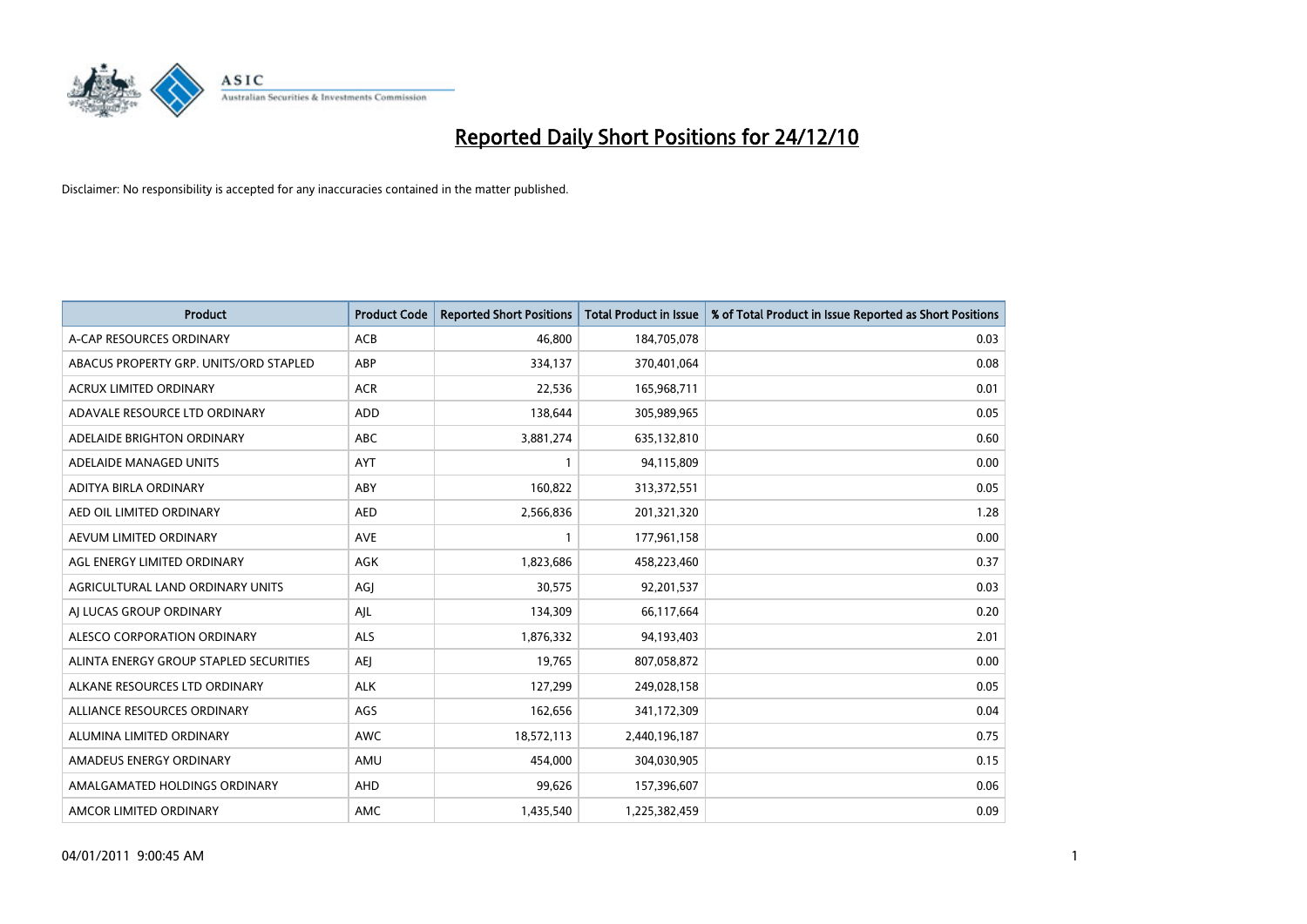# Reported Daily Short Positions for 24/12/10

Disclaimer: No responsibility is accepted for any inaccuracies contained in the matter published.

| Product | Product Code | Reported Short Positions | Total Product in Issue | % of Total Product in Issue Reported as Short Positions |
|---|---|---|---|---|
| A-CAP RESOURCES ORDINARY | ACB | 46,800 | 184,705,078 | 0.03 |
| ABACUS PROPERTY GRP. UNITS/ORD STAPLED | ABP | 334,137 | 370,401,064 | 0.08 |
| ACRUX LIMITED ORDINARY | ACR | 22,536 | 165,968,711 | 0.01 |
| ADAVALE RESOURCE LTD ORDINARY | ADD | 138,644 | 305,989,965 | 0.05 |
| ADELAIDE BRIGHTON ORDINARY | ABC | 3,881,274 | 635,132,810 | 0.60 |
| ADELAIDE MANAGED UNITS | AYT | 1 | 94,115,809 | 0.00 |
| ADITYA BIRLA ORDINARY | ABY | 160,822 | 313,372,551 | 0.05 |
| AED OIL LIMITED ORDINARY | AED | 2,566,836 | 201,321,320 | 1.28 |
| AEVUM LIMITED ORDINARY | AVE | 1 | 177,961,158 | 0.00 |
| AGL ENERGY LIMITED ORDINARY | AGK | 1,823,686 | 458,223,460 | 0.37 |
| AGRICULTURAL LAND ORDINARY UNITS | AGJ | 30,575 | 92,201,537 | 0.03 |
| AJ LUCAS GROUP ORDINARY | AJL | 134,309 | 66,117,664 | 0.20 |
| ALESCO CORPORATION ORDINARY | ALS | 1,876,332 | 94,193,403 | 2.01 |
| ALINTA ENERGY GROUP STAPLED SECURITIES | AEJ | 19,765 | 807,058,872 | 0.00 |
| ALKANE RESOURCES LTD ORDINARY | ALK | 127,299 | 249,028,158 | 0.05 |
| ALLIANCE RESOURCES ORDINARY | AGS | 162,656 | 341,172,309 | 0.04 |
| ALUMINA LIMITED ORDINARY | AWC | 18,572,113 | 2,440,196,187 | 0.75 |
| AMADEUS ENERGY ORDINARY | AMU | 454,000 | 304,030,905 | 0.15 |
| AMALGAMATED HOLDINGS ORDINARY | AHD | 99,626 | 157,396,607 | 0.06 |
| AMCOR LIMITED ORDINARY | AMC | 1,435,540 | 1,225,382,459 | 0.09 |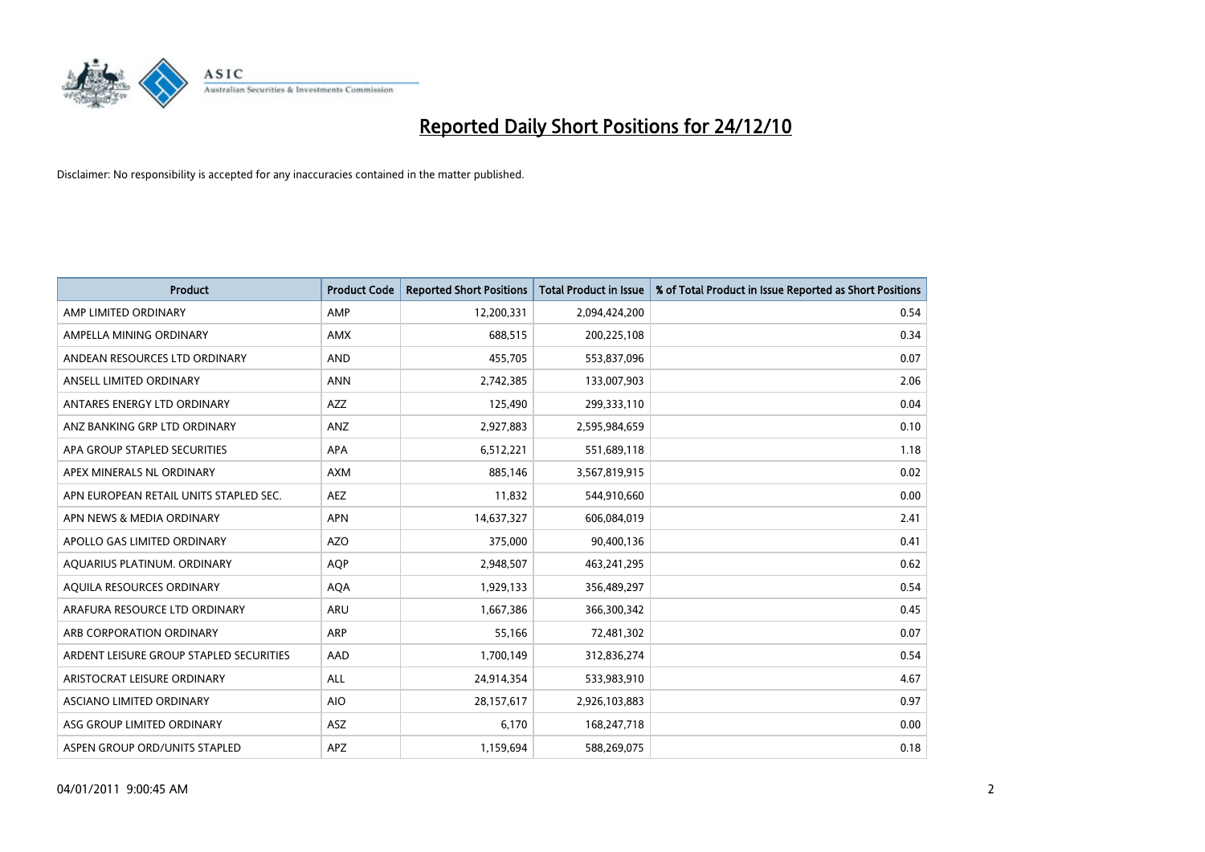# Reported Daily Short Positions for 24/12/10

Disclaimer: No responsibility is accepted for any inaccuracies contained in the matter published.

| Product | Product Code | Reported Short Positions | Total Product in Issue | % of Total Product in Issue Reported as Short Positions |
|---|---|---|---|---|
| AMP LIMITED ORDINARY | AMP | 12,200,331 | 2,094,424,200 | 0.54 |
| AMPELLA MINING ORDINARY | AMX | 688,515 | 200,225,108 | 0.34 |
| ANDEAN RESOURCES LTD ORDINARY | AND | 455,705 | 553,837,096 | 0.07 |
| ANSELL LIMITED ORDINARY | ANN | 2,742,385 | 133,007,903 | 2.06 |
| ANTARES ENERGY LTD ORDINARY | AZZ | 125,490 | 299,333,110 | 0.04 |
| ANZ BANKING GRP LTD ORDINARY | ANZ | 2,927,883 | 2,595,984,659 | 0.10 |
| APA GROUP STAPLED SECURITIES | APA | 6,512,221 | 551,689,118 | 1.18 |
| APEX MINERALS NL ORDINARY | AXM | 885,146 | 3,567,819,915 | 0.02 |
| APN EUROPEAN RETAIL UNITS STAPLED SEC. | AEZ | 11,832 | 544,910,660 | 0.00 |
| APN NEWS & MEDIA ORDINARY | APN | 14,637,327 | 606,084,019 | 2.41 |
| APOLLO GAS LIMITED ORDINARY | AZO | 375,000 | 90,400,136 | 0.41 |
| AQUARIUS PLATINUM. ORDINARY | AQP | 2,948,507 | 463,241,295 | 0.62 |
| AQUILA RESOURCES ORDINARY | AQA | 1,929,133 | 356,489,297 | 0.54 |
| ARAFURA RESOURCE LTD ORDINARY | ARU | 1,667,386 | 366,300,342 | 0.45 |
| ARB CORPORATION ORDINARY | ARP | 55,166 | 72,481,302 | 0.07 |
| ARDENT LEISURE GROUP STAPLED SECURITIES | AAD | 1,700,149 | 312,836,274 | 0.54 |
| ARISTOCRAT LEISURE ORDINARY | ALL | 24,914,354 | 533,983,910 | 4.67 |
| ASCIANO LIMITED ORDINARY | AIO | 28,157,617 | 2,926,103,883 | 0.97 |
| ASG GROUP LIMITED ORDINARY | ASZ | 6,170 | 168,247,718 | 0.00 |
| ASPEN GROUP ORD/UNITS STAPLED | APZ | 1,159,694 | 588,269,075 | 0.18 |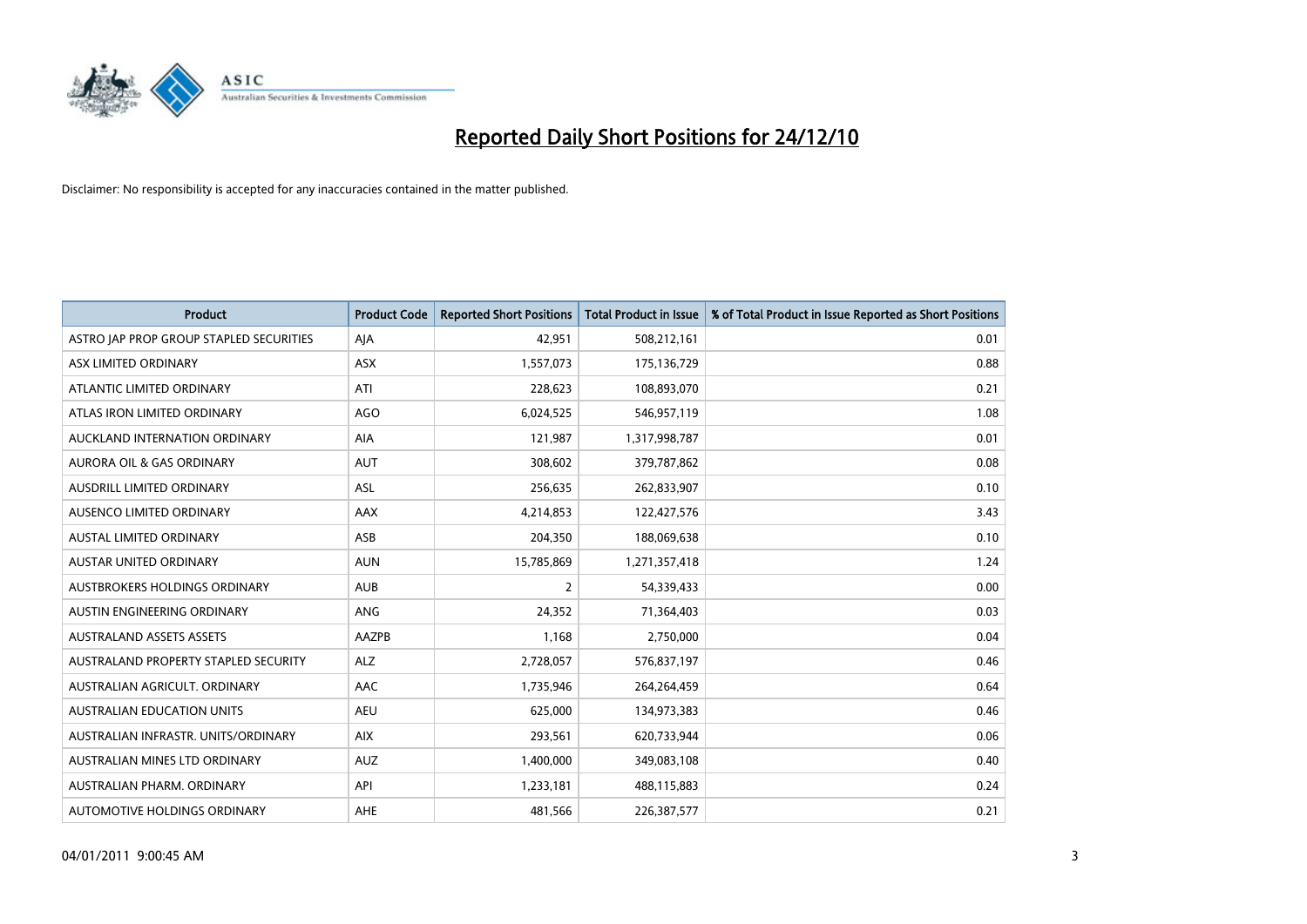# Reported Daily Short Positions for 24/12/10

Disclaimer: No responsibility is accepted for any inaccuracies contained in the matter published.

| Product | Product Code | Reported Short Positions | Total Product in Issue | % of Total Product in Issue Reported as Short Positions |
|---|---|---|---|---|
| ASTRO JAP PROP GROUP STAPLED SECURITIES | AJA | 42,951 | 508,212,161 | 0.01 |
| ASX LIMITED ORDINARY | ASX | 1,557,073 | 175,136,729 | 0.88 |
| ATLANTIC LIMITED ORDINARY | ATI | 228,623 | 108,893,070 | 0.21 |
| ATLAS IRON LIMITED ORDINARY | AGO | 6,024,525 | 546,957,119 | 1.08 |
| AUCKLAND INTERNATION ORDINARY | AIA | 121,987 | 1,317,998,787 | 0.01 |
| AURORA OIL & GAS ORDINARY | AUT | 308,602 | 379,787,862 | 0.08 |
| AUSDRILL LIMITED ORDINARY | ASL | 256,635 | 262,833,907 | 0.10 |
| AUSENCO LIMITED ORDINARY | AAX | 4,214,853 | 122,427,576 | 3.43 |
| AUSTAL LIMITED ORDINARY | ASB | 204,350 | 188,069,638 | 0.10 |
| AUSTAR UNITED ORDINARY | AUN | 15,785,869 | 1,271,357,418 | 1.24 |
| AUSTBROKERS HOLDINGS ORDINARY | AUB | 2 | 54,339,433 | 0.00 |
| AUSTIN ENGINEERING ORDINARY | ANG | 24,352 | 71,364,403 | 0.03 |
| AUSTRALAND ASSETS ASSETS | AAZPB | 1,168 | 2,750,000 | 0.04 |
| AUSTRALAND PROPERTY STAPLED SECURITY | ALZ | 2,728,057 | 576,837,197 | 0.46 |
| AUSTRALIAN AGRICULT. ORDINARY | AAC | 1,735,946 | 264,264,459 | 0.64 |
| AUSTRALIAN EDUCATION UNITS | AEU | 625,000 | 134,973,383 | 0.46 |
| AUSTRALIAN INFRASTR. UNITS/ORDINARY | AIX | 293,561 | 620,733,944 | 0.06 |
| AUSTRALIAN MINES LTD ORDINARY | AUZ | 1,400,000 | 349,083,108 | 0.40 |
| AUSTRALIAN PHARM. ORDINARY | API | 1,233,181 | 488,115,883 | 0.24 |
| AUTOMOTIVE HOLDINGS ORDINARY | AHE | 481,566 | 226,387,577 | 0.21 |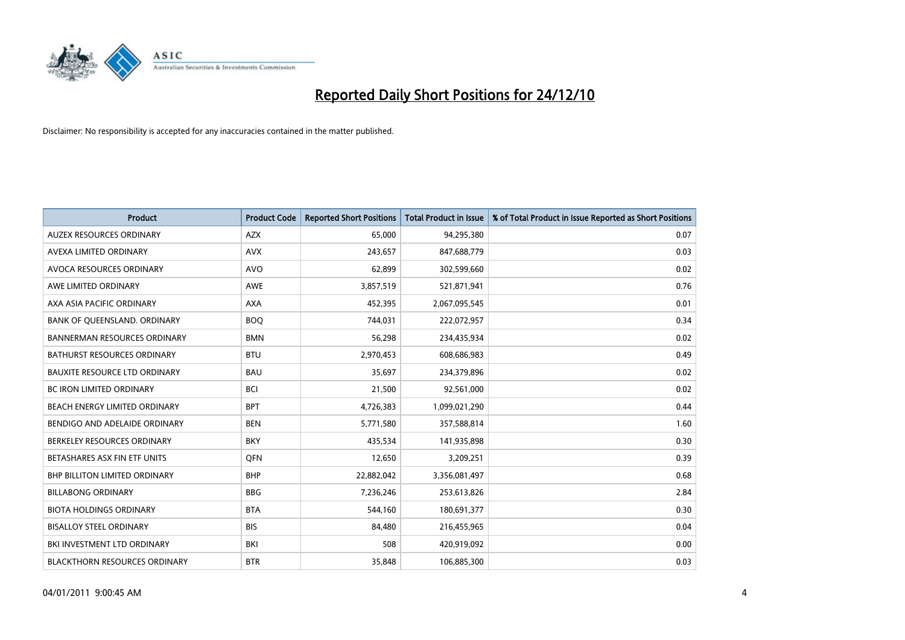# Reported Daily Short Positions for 24/12/10

Disclaimer: No responsibility is accepted for any inaccuracies contained in the matter published.

| Product | Product Code | Reported Short Positions | Total Product in Issue | % of Total Product in Issue Reported as Short Positions |
|---|---|---|---|---|
| AUZEX RESOURCES ORDINARY | AZX | 65,000 | 94,295,380 | 0.07 |
| AVEXA LIMITED ORDINARY | AVX | 243,657 | 847,688,779 | 0.03 |
| AVOCA RESOURCES ORDINARY | AVO | 62,899 | 302,599,660 | 0.02 |
| AWE LIMITED ORDINARY | AWE | 3,857,519 | 521,871,941 | 0.76 |
| AXA ASIA PACIFIC ORDINARY | AXA | 452,395 | 2,067,095,545 | 0.01 |
| BANK OF QUEENSLAND. ORDINARY | BOQ | 744,031 | 222,072,957 | 0.34 |
| BANNERMAN RESOURCES ORDINARY | BMN | 56,298 | 234,435,934 | 0.02 |
| BATHURST RESOURCES ORDINARY | BTU | 2,970,453 | 608,686,983 | 0.49 |
| BAUXITE RESOURCE LTD ORDINARY | BAU | 35,697 | 234,379,896 | 0.02 |
| BC IRON LIMITED ORDINARY | BCI | 21,500 | 92,561,000 | 0.02 |
| BEACH ENERGY LIMITED ORDINARY | BPT | 4,726,383 | 1,099,021,290 | 0.44 |
| BENDIGO AND ADELAIDE ORDINARY | BEN | 5,771,580 | 357,588,814 | 1.60 |
| BERKELEY RESOURCES ORDINARY | BKY | 435,534 | 141,935,898 | 0.30 |
| BETASHARES ASX FIN ETF UNITS | QFN | 12,650 | 3,209,251 | 0.39 |
| BHP BILLITON LIMITED ORDINARY | BHP | 22,882,042 | 3,356,081,497 | 0.68 |
| BILLABONG ORDINARY | BBG | 7,236,246 | 253,613,826 | 2.84 |
| BIOTA HOLDINGS ORDINARY | BTA | 544,160 | 180,691,377 | 0.30 |
| BISALLOY STEEL ORDINARY | BIS | 84,480 | 216,455,965 | 0.04 |
| BKI INVESTMENT LTD ORDINARY | BKI | 508 | 420,919,092 | 0.00 |
| BLACKTHORN RESOURCES ORDINARY | BTR | 35,848 | 106,885,300 | 0.03 |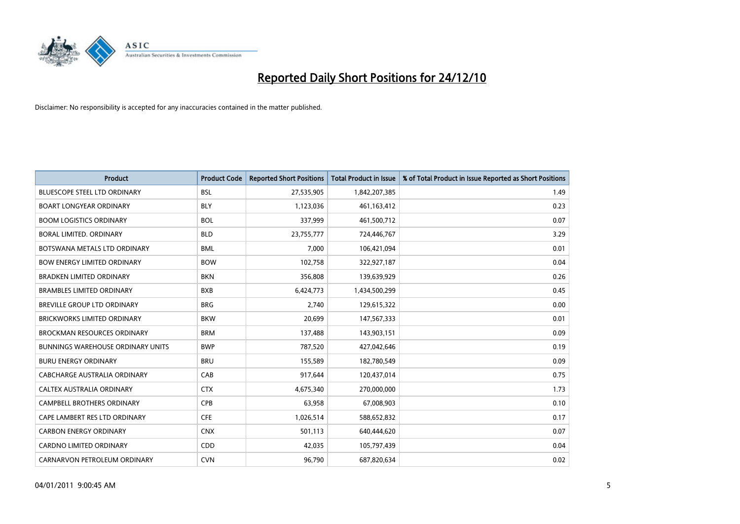# Reported Daily Short Positions for 24/12/10

Disclaimer: No responsibility is accepted for any inaccuracies contained in the matter published.

| Product | Product Code | Reported Short Positions | Total Product in Issue | % of Total Product in Issue Reported as Short Positions |
|---|---|---|---|---|
| BLUESCOPE STEEL LTD ORDINARY | BSL | 27,535,905 | 1,842,207,385 | 1.49 |
| BOART LONGYEAR ORDINARY | BLY | 1,123,036 | 461,163,412 | 0.23 |
| BOOM LOGISTICS ORDINARY | BOL | 337,999 | 461,500,712 | 0.07 |
| BORAL LIMITED. ORDINARY | BLD | 23,755,777 | 724,446,767 | 3.29 |
| BOTSWANA METALS LTD ORDINARY | BML | 7,000 | 106,421,094 | 0.01 |
| BOW ENERGY LIMITED ORDINARY | BOW | 102,758 | 322,927,187 | 0.04 |
| BRADKEN LIMITED ORDINARY | BKN | 356,808 | 139,639,929 | 0.26 |
| BRAMBLES LIMITED ORDINARY | BXB | 6,424,773 | 1,434,500,299 | 0.45 |
| BREVILLE GROUP LTD ORDINARY | BRG | 2,740 | 129,615,322 | 0.00 |
| BRICKWORKS LIMITED ORDINARY | BKW | 20,699 | 147,567,333 | 0.01 |
| BROCKMAN RESOURCES ORDINARY | BRM | 137,488 | 143,903,151 | 0.09 |
| BUNNINGS WAREHOUSE ORDINARY UNITS | BWP | 787,520 | 427,042,646 | 0.19 |
| BURU ENERGY ORDINARY | BRU | 155,589 | 182,780,549 | 0.09 |
| CABCHARGE AUSTRALIA ORDINARY | CAB | 917,644 | 120,437,014 | 0.75 |
| CALTEX AUSTRALIA ORDINARY | CTX | 4,675,340 | 270,000,000 | 1.73 |
| CAMPBELL BROTHERS ORDINARY | CPB | 63,958 | 67,008,903 | 0.10 |
| CAPE LAMBERT RES LTD ORDINARY | CFE | 1,026,514 | 588,652,832 | 0.17 |
| CARBON ENERGY ORDINARY | CNX | 501,113 | 640,444,620 | 0.07 |
| CARDNO LIMITED ORDINARY | CDD | 42,035 | 105,797,439 | 0.04 |
| CARNARVON PETROLEUM ORDINARY | CVN | 96,790 | 687,820,634 | 0.02 |

04/01/2011 9:00:45 AM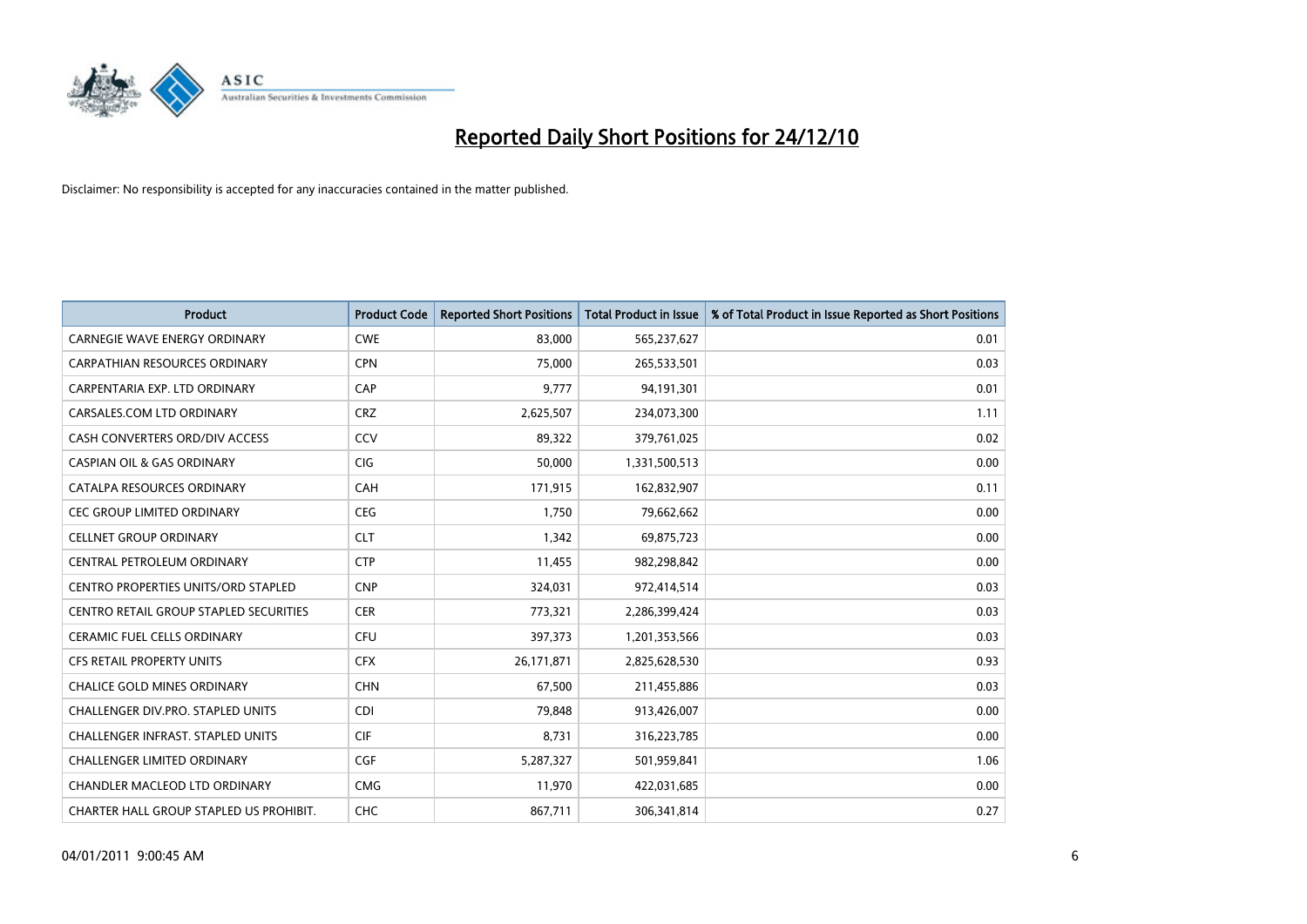# Reported Daily Short Positions for 24/12/10

Disclaimer: No responsibility is accepted for any inaccuracies contained in the matter published.

| Product | Product Code | Reported Short Positions | Total Product in Issue | % of Total Product in Issue Reported as Short Positions |
|---|---|---|---|---|
| CARNEGIE WAVE ENERGY ORDINARY | CWE | 83,000 | 565,237,627 | 0.01 |
| CARPATHIAN RESOURCES ORDINARY | CPN | 75,000 | 265,533,501 | 0.03 |
| CARPENTARIA EXP. LTD ORDINARY | CAP | 9,777 | 94,191,301 | 0.01 |
| CARSALES.COM LTD ORDINARY | CRZ | 2,625,507 | 234,073,300 | 1.11 |
| CASH CONVERTERS ORD/DIV ACCESS | CCV | 89,322 | 379,761,025 | 0.02 |
| CASPIAN OIL & GAS ORDINARY | CIG | 50,000 | 1,331,500,513 | 0.00 |
| CATALPA RESOURCES ORDINARY | CAH | 171,915 | 162,832,907 | 0.11 |
| CEC GROUP LIMITED ORDINARY | CEG | 1,750 | 79,662,662 | 0.00 |
| CELLNET GROUP ORDINARY | CLT | 1,342 | 69,875,723 | 0.00 |
| CENTRAL PETROLEUM ORDINARY | CTP | 11,455 | 982,298,842 | 0.00 |
| CENTRO PROPERTIES UNITS/ORD STAPLED | CNP | 324,031 | 972,414,514 | 0.03 |
| CENTRO RETAIL GROUP STAPLED SECURITIES | CER | 773,321 | 2,286,399,424 | 0.03 |
| CERAMIC FUEL CELLS ORDINARY | CFU | 397,373 | 1,201,353,566 | 0.03 |
| CFS RETAIL PROPERTY UNITS | CFX | 26,171,871 | 2,825,628,530 | 0.93 |
| CHALICE GOLD MINES ORDINARY | CHN | 67,500 | 211,455,886 | 0.03 |
| CHALLENGER DIV.PRO. STAPLED UNITS | CDI | 79,848 | 913,426,007 | 0.00 |
| CHALLENGER INFRAST. STAPLED UNITS | CIF | 8,731 | 316,223,785 | 0.00 |
| CHALLENGER LIMITED ORDINARY | CGF | 5,287,327 | 501,959,841 | 1.06 |
| CHANDLER MACLEOD LTD ORDINARY | CMG | 11,970 | 422,031,685 | 0.00 |
| CHARTER HALL GROUP STAPLED US PROHIBIT. | CHC | 867,711 | 306,341,814 | 0.27 |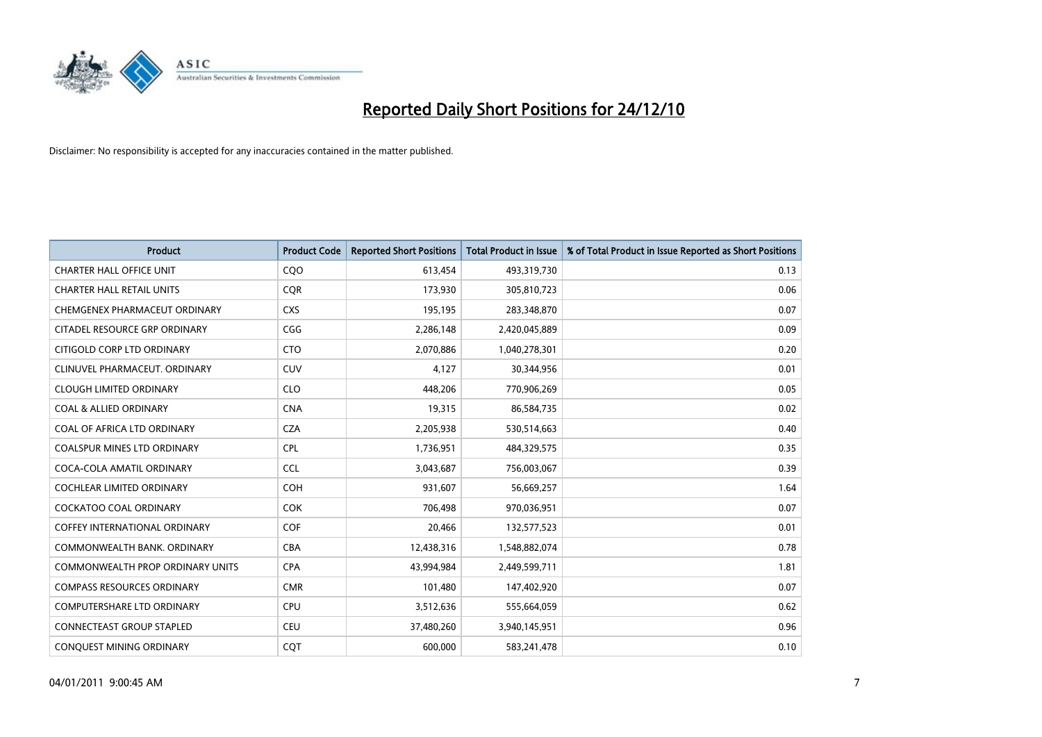# Reported Daily Short Positions for 24/12/10

Disclaimer: No responsibility is accepted for any inaccuracies contained in the matter published.

| Product | Product Code | Reported Short Positions | Total Product in Issue | % of Total Product in Issue Reported as Short Positions |
|---|---|---|---|---|
| CHARTER HALL OFFICE UNIT | CQO | 613,454 | 493,319,730 | 0.13 |
| CHARTER HALL RETAIL UNITS | CQR | 173,930 | 305,810,723 | 0.06 |
| CHEMGENEX PHARMACEUT ORDINARY | CXS | 195,195 | 283,348,870 | 0.07 |
| CITADEL RESOURCE GRP ORDINARY | CGG | 2,286,148 | 2,420,045,889 | 0.09 |
| CITIGOLD CORP LTD ORDINARY | CTO | 2,070,886 | 1,040,278,301 | 0.20 |
| CLINUVEL PHARMACEUT. ORDINARY | CUV | 4,127 | 30,344,956 | 0.01 |
| CLOUGH LIMITED ORDINARY | CLO | 448,206 | 770,906,269 | 0.05 |
| COAL & ALLIED ORDINARY | CNA | 19,315 | 86,584,735 | 0.02 |
| COAL OF AFRICA LTD ORDINARY | CZA | 2,205,938 | 530,514,663 | 0.40 |
| COALSPUR MINES LTD ORDINARY | CPL | 1,736,951 | 484,329,575 | 0.35 |
| COCA-COLA AMATIL ORDINARY | CCL | 3,043,687 | 756,003,067 | 0.39 |
| COCHLEAR LIMITED ORDINARY | COH | 931,607 | 56,669,257 | 1.64 |
| COCKATOO COAL ORDINARY | COK | 706,498 | 970,036,951 | 0.07 |
| COFFEY INTERNATIONAL ORDINARY | COF | 20,466 | 132,577,523 | 0.01 |
| COMMONWEALTH BANK. ORDINARY | CBA | 12,438,316 | 1,548,882,074 | 0.78 |
| COMMONWEALTH PROP ORDINARY UNITS | CPA | 43,994,984 | 2,449,599,711 | 1.81 |
| COMPASS RESOURCES ORDINARY | CMR | 101,480 | 147,402,920 | 0.07 |
| COMPUTERSHARE LTD ORDINARY | CPU | 3,512,636 | 555,664,059 | 0.62 |
| CONNECTEAST GROUP STAPLED | CEU | 37,480,260 | 3,940,145,951 | 0.96 |
| CONQUEST MINING ORDINARY | CQT | 600,000 | 583,241,478 | 0.10 |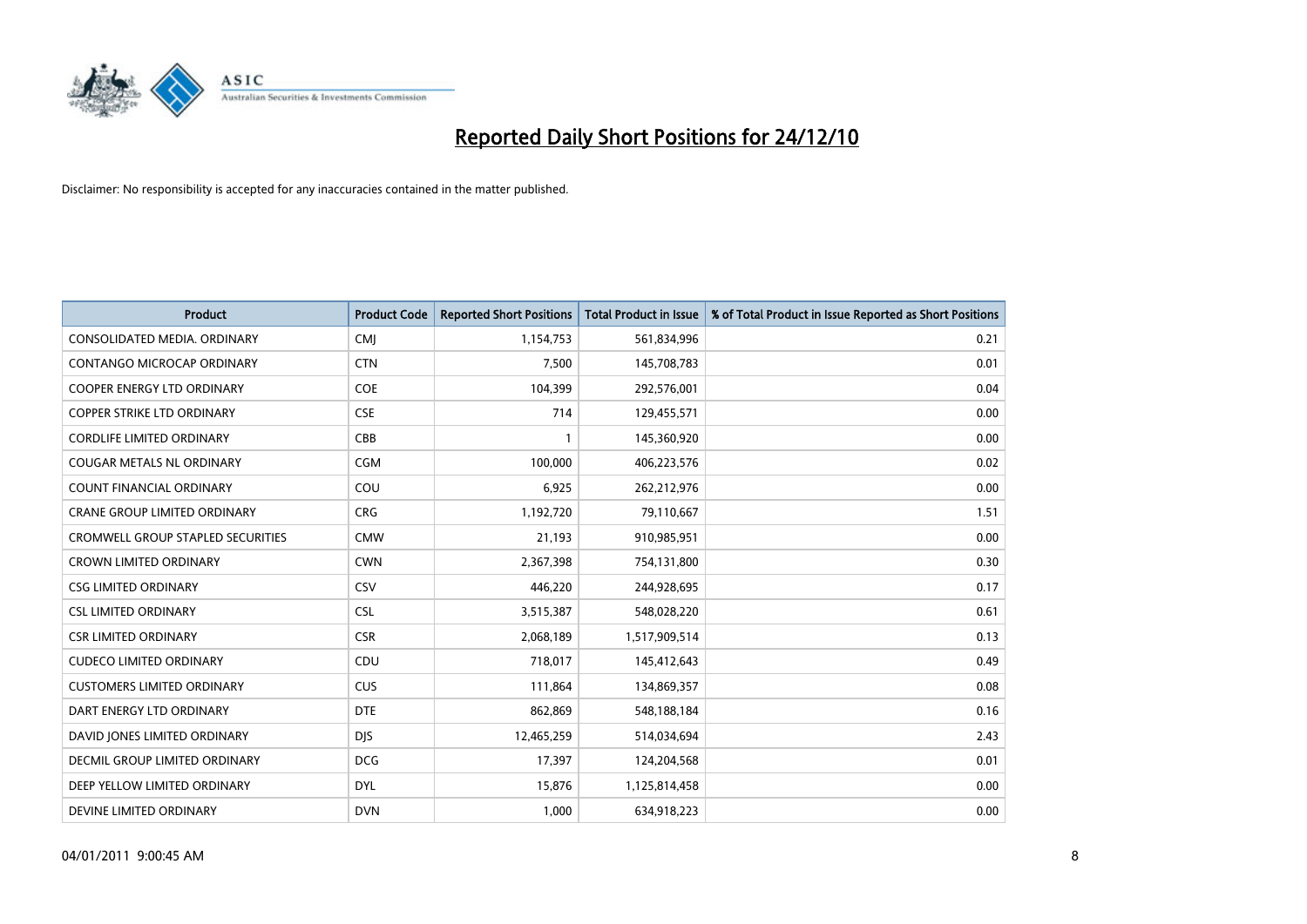# Reported Daily Short Positions for 24/12/10

Disclaimer: No responsibility is accepted for any inaccuracies contained in the matter published.

| Product | Product Code | Reported Short Positions | Total Product in Issue | % of Total Product in Issue Reported as Short Positions |
|---|---|---|---|---|
| CONSOLIDATED MEDIA. ORDINARY | CMJ | 1,154,753 | 561,834,996 | 0.21 |
| CONTANGO MICROCAP ORDINARY | CTN | 7,500 | 145,708,783 | 0.01 |
| COOPER ENERGY LTD ORDINARY | COE | 104,399 | 292,576,001 | 0.04 |
| COPPER STRIKE LTD ORDINARY | CSE | 714 | 129,455,571 | 0.00 |
| CORDLIFE LIMITED ORDINARY | CBB | 1 | 145,360,920 | 0.00 |
| COUGAR METALS NL ORDINARY | CGM | 100,000 | 406,223,576 | 0.02 |
| COUNT FINANCIAL ORDINARY | COU | 6,925 | 262,212,976 | 0.00 |
| CRANE GROUP LIMITED ORDINARY | CRG | 1,192,720 | 79,110,667 | 1.51 |
| CROMWELL GROUP STAPLED SECURITIES | CMW | 21,193 | 910,985,951 | 0.00 |
| CROWN LIMITED ORDINARY | CWN | 2,367,398 | 754,131,800 | 0.30 |
| CSG LIMITED ORDINARY | CSV | 446,220 | 244,928,695 | 0.17 |
| CSL LIMITED ORDINARY | CSL | 3,515,387 | 548,028,220 | 0.61 |
| CSR LIMITED ORDINARY | CSR | 2,068,189 | 1,517,909,514 | 0.13 |
| CUDECO LIMITED ORDINARY | CDU | 718,017 | 145,412,643 | 0.49 |
| CUSTOMERS LIMITED ORDINARY | CUS | 111,864 | 134,869,357 | 0.08 |
| DART ENERGY LTD ORDINARY | DTE | 862,869 | 548,188,184 | 0.16 |
| DAVID JONES LIMITED ORDINARY | DJS | 12,465,259 | 514,034,694 | 2.43 |
| DECMIL GROUP LIMITED ORDINARY | DCG | 17,397 | 124,204,568 | 0.01 |
| DEEP YELLOW LIMITED ORDINARY | DYL | 15,876 | 1,125,814,458 | 0.00 |
| DEVINE LIMITED ORDINARY | DVN | 1,000 | 634,918,223 | 0.00 |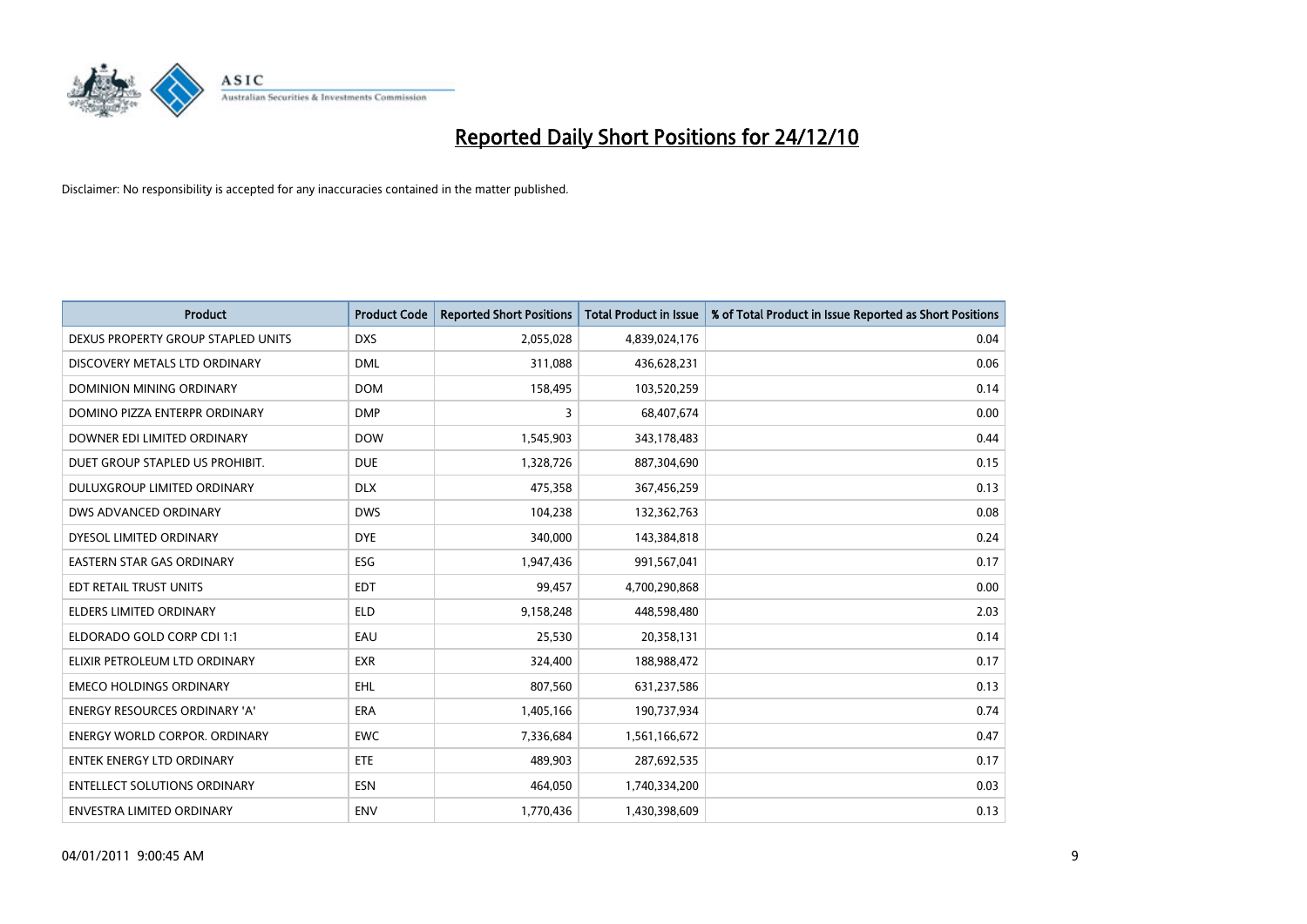# Reported Daily Short Positions for 24/12/10

Disclaimer: No responsibility is accepted for any inaccuracies contained in the matter published.

| Product | Product Code | Reported Short Positions | Total Product in Issue | % of Total Product in Issue Reported as Short Positions |
|---|---|---|---|---|
| DEXUS PROPERTY GROUP STAPLED UNITS | DXS | 2,055,028 | 4,839,024,176 | 0.04 |
| DISCOVERY METALS LTD ORDINARY | DML | 311,088 | 436,628,231 | 0.06 |
| DOMINION MINING ORDINARY | DOM | 158,495 | 103,520,259 | 0.14 |
| DOMINO PIZZA ENTERPR ORDINARY | DMP | 3 | 68,407,674 | 0.00 |
| DOWNER EDI LIMITED ORDINARY | DOW | 1,545,903 | 343,178,483 | 0.44 |
| DUET GROUP STAPLED US PROHIBIT. | DUE | 1,328,726 | 887,304,690 | 0.15 |
| DULUXGROUP LIMITED ORDINARY | DLX | 475,358 | 367,456,259 | 0.13 |
| DWS ADVANCED ORDINARY | DWS | 104,238 | 132,362,763 | 0.08 |
| DYESOL LIMITED ORDINARY | DYE | 340,000 | 143,384,818 | 0.24 |
| EASTERN STAR GAS ORDINARY | ESG | 1,947,436 | 991,567,041 | 0.17 |
| EDT RETAIL TRUST UNITS | EDT | 99,457 | 4,700,290,868 | 0.00 |
| ELDERS LIMITED ORDINARY | ELD | 9,158,248 | 448,598,480 | 2.03 |
| ELDORADO GOLD CORP CDI 1:1 | EAU | 25,530 | 20,358,131 | 0.14 |
| ELIXIR PETROLEUM LTD ORDINARY | EXR | 324,400 | 188,988,472 | 0.17 |
| EMECO HOLDINGS ORDINARY | EHL | 807,560 | 631,237,586 | 0.13 |
| ENERGY RESOURCES ORDINARY 'A' | ERA | 1,405,166 | 190,737,934 | 0.74 |
| ENERGY WORLD CORPOR. ORDINARY | EWC | 7,336,684 | 1,561,166,672 | 0.47 |
| ENTEK ENERGY LTD ORDINARY | ETE | 489,903 | 287,692,535 | 0.17 |
| ENTELLECT SOLUTIONS ORDINARY | ESN | 464,050 | 1,740,334,200 | 0.03 |
| ENVESTRA LIMITED ORDINARY | ENV | 1,770,436 | 1,430,398,609 | 0.13 |

04/01/2011 9:00:45 AM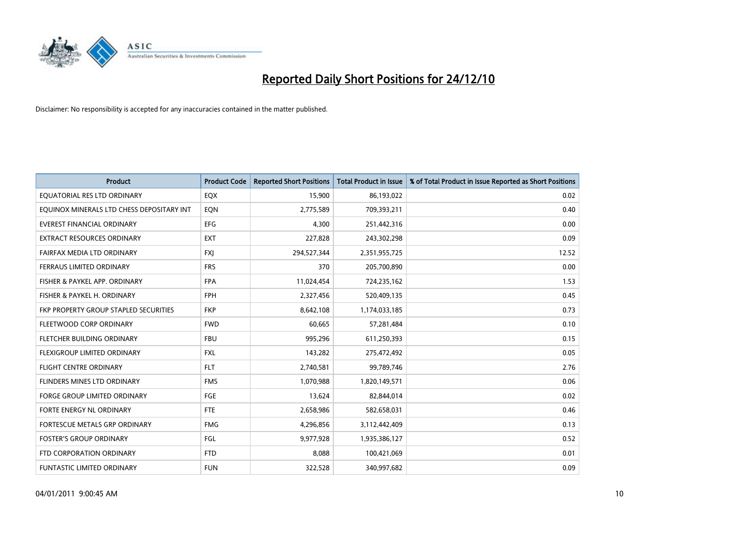# Reported Daily Short Positions for 24/12/10

Disclaimer: No responsibility is accepted for any inaccuracies contained in the matter published.

| Product | Product Code | Reported Short Positions | Total Product in Issue | % of Total Product in Issue Reported as Short Positions |
|---|---|---|---|---|
| EQUATORIAL RES LTD ORDINARY | EQX | 15,900 | 86,193,022 | 0.02 |
| EQUINOX MINERALS LTD CHESS DEPOSITARY INT | EQN | 2,775,589 | 709,393,211 | 0.40 |
| EVEREST FINANCIAL ORDINARY | EFG | 4,300 | 251,442,316 | 0.00 |
| EXTRACT RESOURCES ORDINARY | EXT | 227,828 | 243,302,298 | 0.09 |
| FAIRFAX MEDIA LTD ORDINARY | FXJ | 294,527,344 | 2,351,955,725 | 12.52 |
| FERRAUS LIMITED ORDINARY | FRS | 370 | 205,700,890 | 0.00 |
| FISHER & PAYKEL APP. ORDINARY | FPA | 11,024,454 | 724,235,162 | 1.53 |
| FISHER & PAYKEL H. ORDINARY | FPH | 2,327,456 | 520,409,135 | 0.45 |
| FKP PROPERTY GROUP STAPLED SECURITIES | FKP | 8,642,108 | 1,174,033,185 | 0.73 |
| FLEETWOOD CORP ORDINARY | FWD | 60,665 | 57,281,484 | 0.10 |
| FLETCHER BUILDING ORDINARY | FBU | 995,296 | 611,250,393 | 0.15 |
| FLEXIGROUP LIMITED ORDINARY | FXL | 143,282 | 275,472,492 | 0.05 |
| FLIGHT CENTRE ORDINARY | FLT | 2,740,581 | 99,789,746 | 2.76 |
| FLINDERS MINES LTD ORDINARY | FMS | 1,070,988 | 1,820,149,571 | 0.06 |
| FORGE GROUP LIMITED ORDINARY | FGE | 13,624 | 82,844,014 | 0.02 |
| FORTE ENERGY NL ORDINARY | FTE | 2,658,986 | 582,658,031 | 0.46 |
| FORTESCUE METALS GRP ORDINARY | FMG | 4,296,856 | 3,112,442,409 | 0.13 |
| FOSTER'S GROUP ORDINARY | FGL | 9,977,928 | 1,935,386,127 | 0.52 |
| FTD CORPORATION ORDINARY | FTD | 8,088 | 100,421,069 | 0.01 |
| FUNTASTIC LIMITED ORDINARY | FUN | 322,528 | 340,997,682 | 0.09 |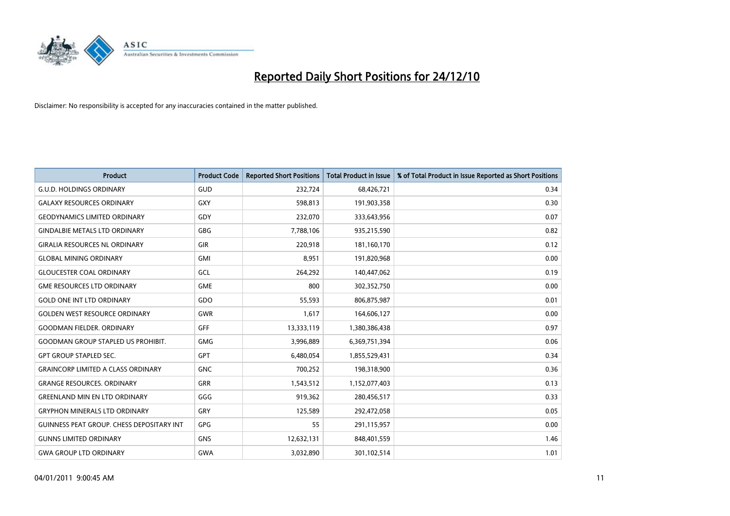# Reported Daily Short Positions for 24/12/10

Disclaimer: No responsibility is accepted for any inaccuracies contained in the matter published.

| Product | Product Code | Reported Short Positions | Total Product in Issue | % of Total Product in Issue Reported as Short Positions |
|---|---|---|---|---|
| G.U.D. HOLDINGS ORDINARY | GUD | 232,724 | 68,426,721 | 0.34 |
| GALAXY RESOURCES ORDINARY | GXY | 598,813 | 191,903,358 | 0.30 |
| GEODYNAMICS LIMITED ORDINARY | GDY | 232,070 | 333,643,956 | 0.07 |
| GINDALBIE METALS LTD ORDINARY | GBG | 7,788,106 | 935,215,590 | 0.82 |
| GIRALIA RESOURCES NL ORDINARY | GIR | 220,918 | 181,160,170 | 0.12 |
| GLOBAL MINING ORDINARY | GMI | 8,951 | 191,820,968 | 0.00 |
| GLOUCESTER COAL ORDINARY | GCL | 264,292 | 140,447,062 | 0.19 |
| GME RESOURCES LTD ORDINARY | GME | 800 | 302,352,750 | 0.00 |
| GOLD ONE INT LTD ORDINARY | GDO | 55,593 | 806,875,987 | 0.01 |
| GOLDEN WEST RESOURCE ORDINARY | GWR | 1,617 | 164,606,127 | 0.00 |
| GOODMAN FIELDER. ORDINARY | GFF | 13,333,119 | 1,380,386,438 | 0.97 |
| GOODMAN GROUP STAPLED US PROHIBIT. | GMG | 3,996,889 | 6,369,751,394 | 0.06 |
| GPT GROUP STAPLED SEC. | GPT | 6,480,054 | 1,855,529,431 | 0.34 |
| GRAINCORP LIMITED A CLASS ORDINARY | GNC | 700,252 | 198,318,900 | 0.36 |
| GRANGE RESOURCES. ORDINARY | GRR | 1,543,512 | 1,152,077,403 | 0.13 |
| GREENLAND MIN EN LTD ORDINARY | GGG | 919,362 | 280,456,517 | 0.33 |
| GRYPHON MINERALS LTD ORDINARY | GRY | 125,589 | 292,472,058 | 0.05 |
| GUINNESS PEAT GROUP. CHESS DEPOSITARY INT | GPG | 55 | 291,115,957 | 0.00 |
| GUNNS LIMITED ORDINARY | GNS | 12,632,131 | 848,401,559 | 1.46 |
| GWA GROUP LTD ORDINARY | GWA | 3,032,890 | 301,102,514 | 1.01 |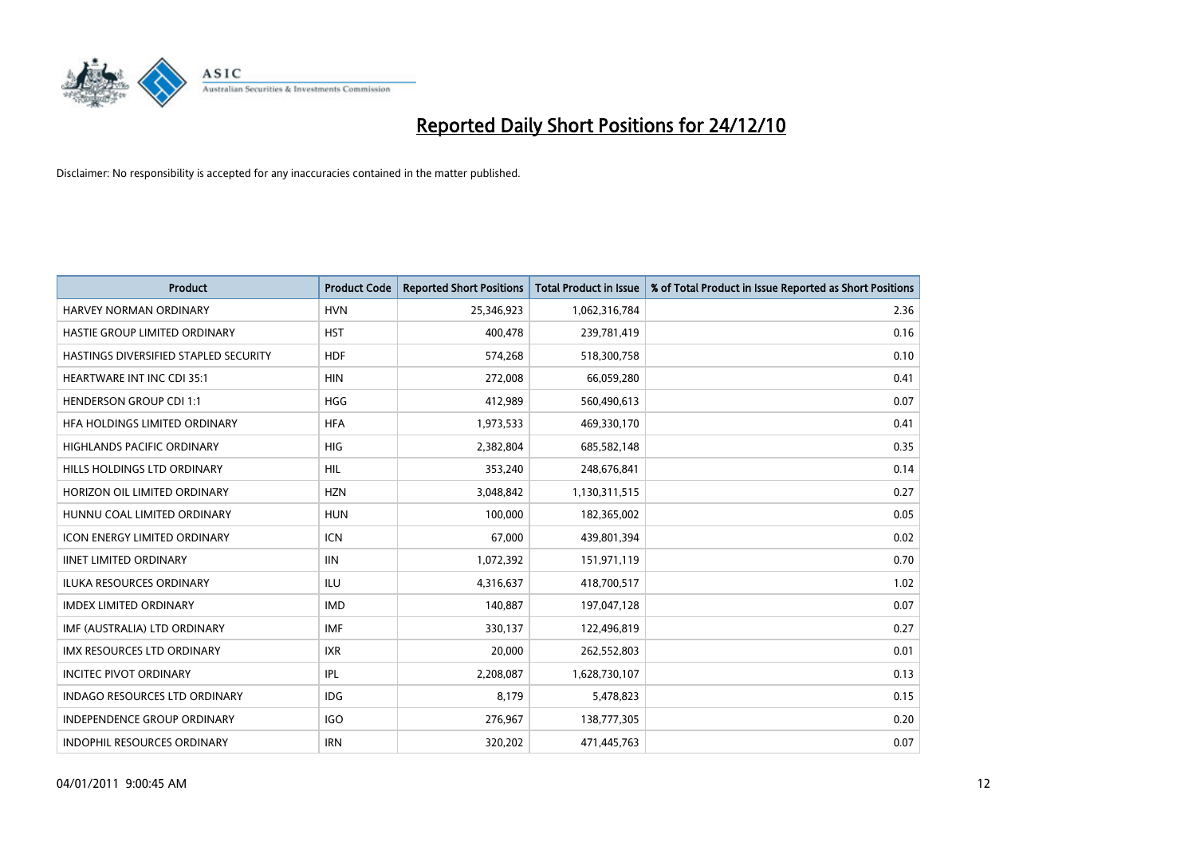# Reported Daily Short Positions for 24/12/10

Disclaimer: No responsibility is accepted for any inaccuracies contained in the matter published.

| Product | Product Code | Reported Short Positions | Total Product in Issue | % of Total Product in Issue Reported as Short Positions |
|---|---|---|---|---|
| HARVEY NORMAN ORDINARY | HVN | 25,346,923 | 1,062,316,784 | 2.36 |
| HASTIE GROUP LIMITED ORDINARY | HST | 400,478 | 239,781,419 | 0.16 |
| HASTINGS DIVERSIFIED STAPLED SECURITY | HDF | 574,268 | 518,300,758 | 0.10 |
| HEARTWARE INT INC CDI 35:1 | HIN | 272,008 | 66,059,280 | 0.41 |
| HENDERSON GROUP CDI 1:1 | HGG | 412,989 | 560,490,613 | 0.07 |
| HFA HOLDINGS LIMITED ORDINARY | HFA | 1,973,533 | 469,330,170 | 0.41 |
| HIGHLANDS PACIFIC ORDINARY | HIG | 2,382,804 | 685,582,148 | 0.35 |
| HILLS HOLDINGS LTD ORDINARY | HIL | 353,240 | 248,676,841 | 0.14 |
| HORIZON OIL LIMITED ORDINARY | HZN | 3,048,842 | 1,130,311,515 | 0.27 |
| HUNNU COAL LIMITED ORDINARY | HUN | 100,000 | 182,365,002 | 0.05 |
| ICON ENERGY LIMITED ORDINARY | ICN | 67,000 | 439,801,394 | 0.02 |
| IINET LIMITED ORDINARY | IIN | 1,072,392 | 151,971,119 | 0.70 |
| ILUKA RESOURCES ORDINARY | ILU | 4,316,637 | 418,700,517 | 1.02 |
| IMDEX LIMITED ORDINARY | IMD | 140,887 | 197,047,128 | 0.07 |
| IMF (AUSTRALIA) LTD ORDINARY | IMF | 330,137 | 122,496,819 | 0.27 |
| IMX RESOURCES LTD ORDINARY | IXR | 20,000 | 262,552,803 | 0.01 |
| INCITEC PIVOT ORDINARY | IPL | 2,208,087 | 1,628,730,107 | 0.13 |
| INDAGO RESOURCES LTD ORDINARY | IDG | 8,179 | 5,478,823 | 0.15 |
| INDEPENDENCE GROUP ORDINARY | IGO | 276,967 | 138,777,305 | 0.20 |
| INDOPHIL RESOURCES ORDINARY | IRN | 320,202 | 471,445,763 | 0.07 |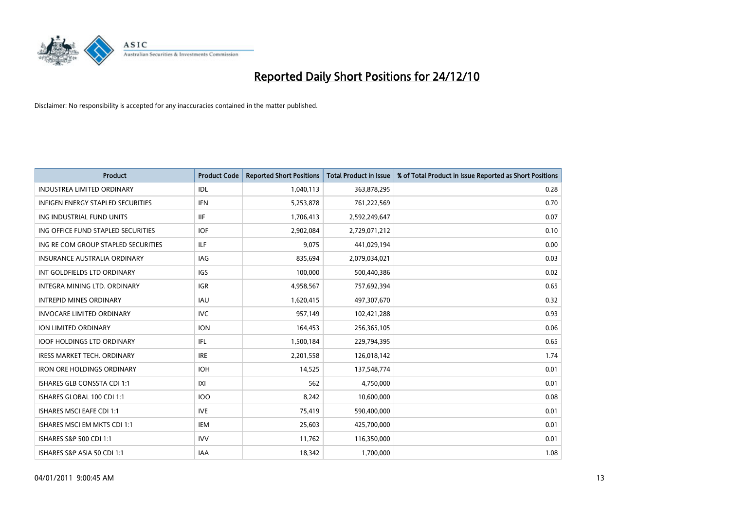# Reported Daily Short Positions for 24/12/10

Disclaimer: No responsibility is accepted for any inaccuracies contained in the matter published.

| Product | Product Code | Reported Short Positions | Total Product in Issue | % of Total Product in Issue Reported as Short Positions |
|---|---|---|---|---|
| INDUSTREA LIMITED ORDINARY | IDL | 1,040,113 | 363,878,295 | 0.28 |
| INFIGEN ENERGY STAPLED SECURITIES | IFN | 5,253,878 | 761,222,569 | 0.70 |
| ING INDUSTRIAL FUND UNITS | IIF | 1,706,413 | 2,592,249,647 | 0.07 |
| ING OFFICE FUND STAPLED SECURITIES | IOF | 2,902,084 | 2,729,071,212 | 0.10 |
| ING RE COM GROUP STAPLED SECURITIES | ILF | 9,075 | 441,029,194 | 0.00 |
| INSURANCE AUSTRALIA ORDINARY | IAG | 835,694 | 2,079,034,021 | 0.03 |
| INT GOLDFIELDS LTD ORDINARY | IGS | 100,000 | 500,440,386 | 0.02 |
| INTEGRA MINING LTD. ORDINARY | IGR | 4,958,567 | 757,692,394 | 0.65 |
| INTREPID MINES ORDINARY | IAU | 1,620,415 | 497,307,670 | 0.32 |
| INVOCARE LIMITED ORDINARY | IVC | 957,149 | 102,421,288 | 0.93 |
| ION LIMITED ORDINARY | ION | 164,453 | 256,365,105 | 0.06 |
| IOOF HOLDINGS LTD ORDINARY | IFL | 1,500,184 | 229,794,395 | 0.65 |
| IRESS MARKET TECH. ORDINARY | IRE | 2,201,558 | 126,018,142 | 1.74 |
| IRON ORE HOLDINGS ORDINARY | IOH | 14,525 | 137,548,774 | 0.01 |
| ISHARES GLB CONSSTA CDI 1:1 | IXI | 562 | 4,750,000 | 0.01 |
| ISHARES GLOBAL 100 CDI 1:1 | IOO | 8,242 | 10,600,000 | 0.08 |
| ISHARES MSCI EAFE CDI 1:1 | IVE | 75,419 | 590,400,000 | 0.01 |
| ISHARES MSCI EM MKTS CDI 1:1 | IEM | 25,603 | 425,700,000 | 0.01 |
| ISHARES S&P 500 CDI 1:1 | IVV | 11,762 | 116,350,000 | 0.01 |
| ISHARES S&P ASIA 50 CDI 1:1 | IAA | 18,342 | 1,700,000 | 1.08 |

04/01/2011 9:00:45 AM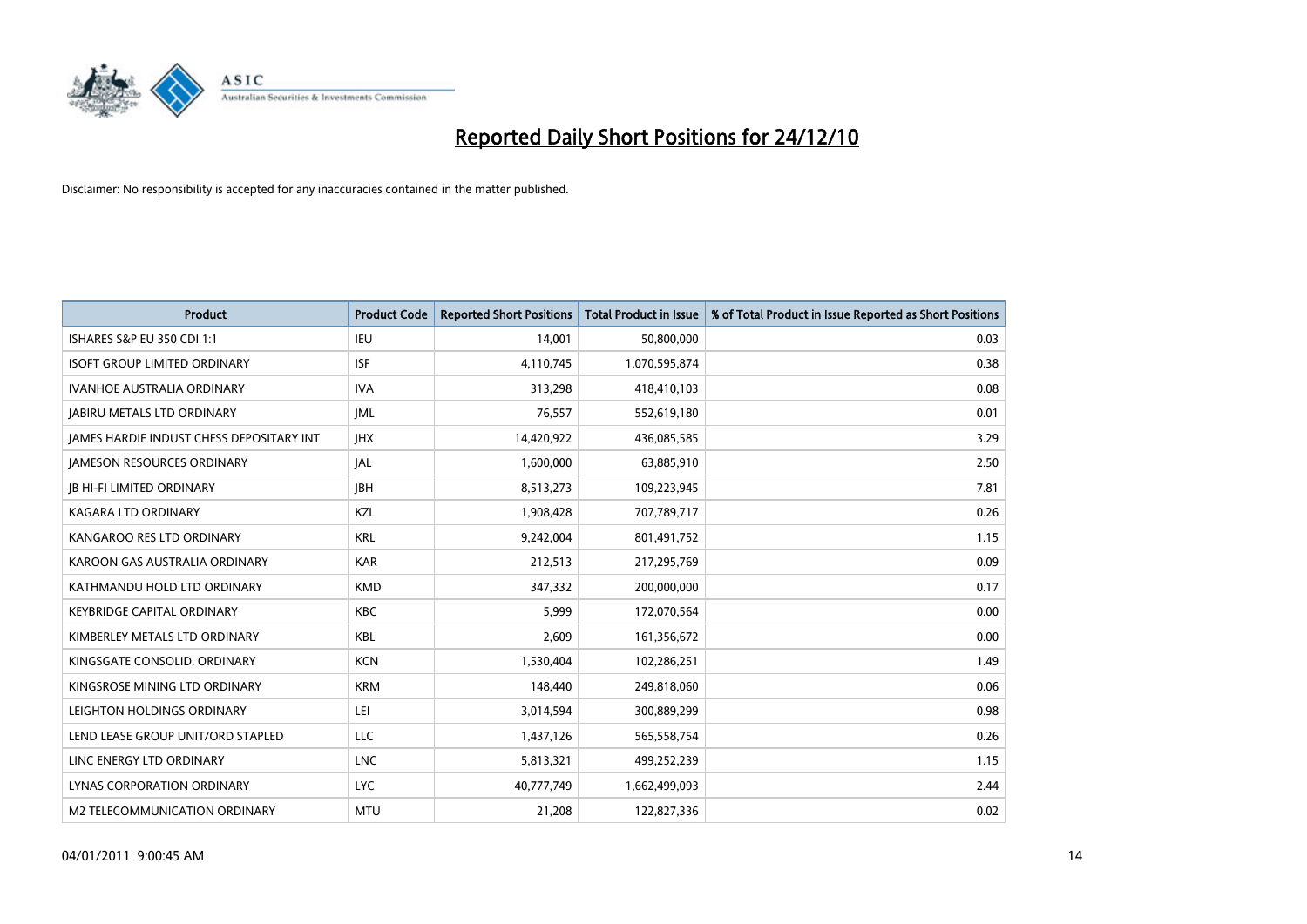# Reported Daily Short Positions for 24/12/10

Disclaimer: No responsibility is accepted for any inaccuracies contained in the matter published.

| Product | Product Code | Reported Short Positions | Total Product in Issue | % of Total Product in Issue Reported as Short Positions |
|---|---|---|---|---|
| ISHARES S&P EU 350 CDI 1:1 | IEU | 14,001 | 50,800,000 | 0.03 |
| ISOFT GROUP LIMITED ORDINARY | ISF | 4,110,745 | 1,070,595,874 | 0.38 |
| IVANHOE AUSTRALIA ORDINARY | IVA | 313,298 | 418,410,103 | 0.08 |
| JABIRU METALS LTD ORDINARY | JML | 76,557 | 552,619,180 | 0.01 |
| JAMES HARDIE INDUST CHESS DEPOSITARY INT | JHX | 14,420,922 | 436,085,585 | 3.29 |
| JAMESON RESOURCES ORDINARY | JAL | 1,600,000 | 63,885,910 | 2.50 |
| JB HI-FI LIMITED ORDINARY | JBH | 8,513,273 | 109,223,945 | 7.81 |
| KAGARA LTD ORDINARY | KZL | 1,908,428 | 707,789,717 | 0.26 |
| KANGAROO RES LTD ORDINARY | KRL | 9,242,004 | 801,491,752 | 1.15 |
| KAROON GAS AUSTRALIA ORDINARY | KAR | 212,513 | 217,295,769 | 0.09 |
| KATHMANDU HOLD LTD ORDINARY | KMD | 347,332 | 200,000,000 | 0.17 |
| KEYBRIDGE CAPITAL ORDINARY | KBC | 5,999 | 172,070,564 | 0.00 |
| KIMBERLEY METALS LTD ORDINARY | KBL | 2,609 | 161,356,672 | 0.00 |
| KINGSGATE CONSOLID. ORDINARY | KCN | 1,530,404 | 102,286,251 | 1.49 |
| KINGSROSE MINING LTD ORDINARY | KRM | 148,440 | 249,818,060 | 0.06 |
| LEIGHTON HOLDINGS ORDINARY | LEI | 3,014,594 | 300,889,299 | 0.98 |
| LEND LEASE GROUP UNIT/ORD STAPLED | LLC | 1,437,126 | 565,558,754 | 0.26 |
| LINC ENERGY LTD ORDINARY | LNC | 5,813,321 | 499,252,239 | 1.15 |
| LYNAS CORPORATION ORDINARY | LYC | 40,777,749 | 1,662,499,093 | 2.44 |
| M2 TELECOMMUNICATION ORDINARY | MTU | 21,208 | 122,827,336 | 0.02 |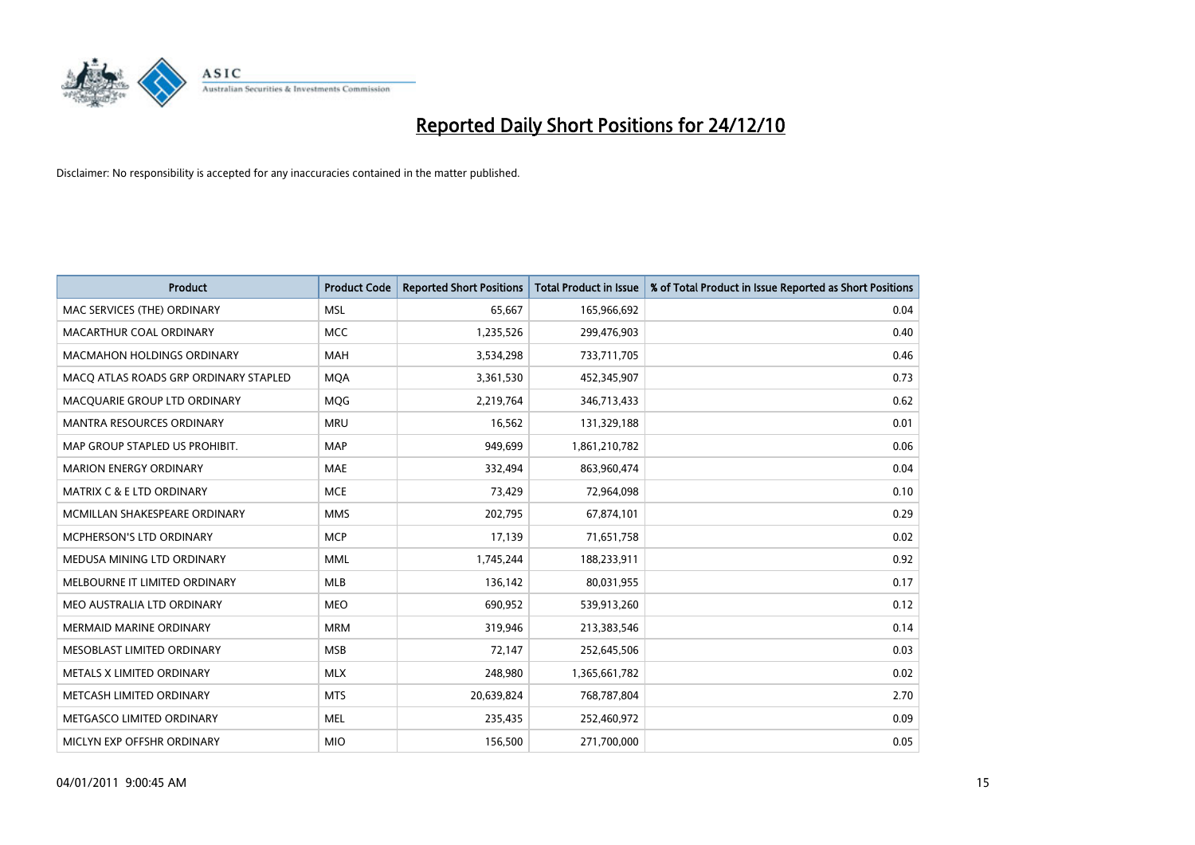# Reported Daily Short Positions for 24/12/10

Disclaimer: No responsibility is accepted for any inaccuracies contained in the matter published.

| Product | Product Code | Reported Short Positions | Total Product in Issue | % of Total Product in Issue Reported as Short Positions |
|---|---|---|---|---|
| MAC SERVICES (THE) ORDINARY | MSL | 65,667 | 165,966,692 | 0.04 |
| MACARTHUR COAL ORDINARY | MCC | 1,235,526 | 299,476,903 | 0.40 |
| MACMAHON HOLDINGS ORDINARY | MAH | 3,534,298 | 733,711,705 | 0.46 |
| MACQ ATLAS ROADS GRP ORDINARY STAPLED | MQA | 3,361,530 | 452,345,907 | 0.73 |
| MACQUARIE GROUP LTD ORDINARY | MQG | 2,219,764 | 346,713,433 | 0.62 |
| MANTRA RESOURCES ORDINARY | MRU | 16,562 | 131,329,188 | 0.01 |
| MAP GROUP STAPLED US PROHIBIT. | MAP | 949,699 | 1,861,210,782 | 0.06 |
| MARION ENERGY ORDINARY | MAE | 332,494 | 863,960,474 | 0.04 |
| MATRIX C & E LTD ORDINARY | MCE | 73,429 | 72,964,098 | 0.10 |
| MCMILLAN SHAKESPEARE ORDINARY | MMS | 202,795 | 67,874,101 | 0.29 |
| MCPHERSON'S LTD ORDINARY | MCP | 17,139 | 71,651,758 | 0.02 |
| MEDUSA MINING LTD ORDINARY | MML | 1,745,244 | 188,233,911 | 0.92 |
| MELBOURNE IT LIMITED ORDINARY | MLB | 136,142 | 80,031,955 | 0.17 |
| MEO AUSTRALIA LTD ORDINARY | MEO | 690,952 | 539,913,260 | 0.12 |
| MERMAID MARINE ORDINARY | MRM | 319,946 | 213,383,546 | 0.14 |
| MESOBLAST LIMITED ORDINARY | MSB | 72,147 | 252,645,506 | 0.03 |
| METALS X LIMITED ORDINARY | MLX | 248,980 | 1,365,661,782 | 0.02 |
| METCASH LIMITED ORDINARY | MTS | 20,639,824 | 768,787,804 | 2.70 |
| METGASCO LIMITED ORDINARY | MEL | 235,435 | 252,460,972 | 0.09 |
| MICLYN EXP OFFSHR ORDINARY | MIO | 156,500 | 271,700,000 | 0.05 |

04/01/2011 9:00:45 AM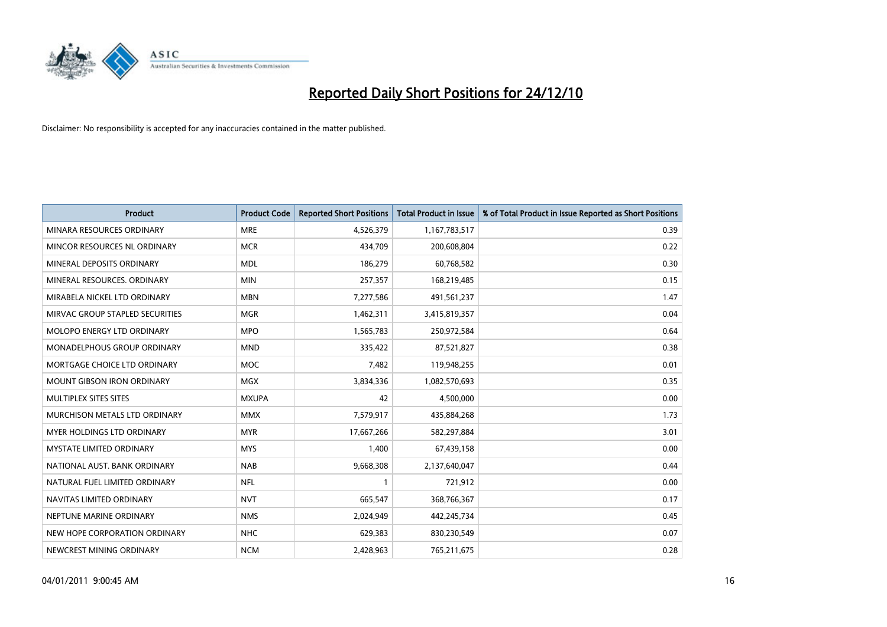# Reported Daily Short Positions for 24/12/10

Disclaimer: No responsibility is accepted for any inaccuracies contained in the matter published.

| Product | Product Code | Reported Short Positions | Total Product in Issue | % of Total Product in Issue Reported as Short Positions |
|---|---|---|---|---|
| MINARA RESOURCES ORDINARY | MRE | 4,526,379 | 1,167,783,517 | 0.39 |
| MINCOR RESOURCES NL ORDINARY | MCR | 434,709 | 200,608,804 | 0.22 |
| MINERAL DEPOSITS ORDINARY | MDL | 186,279 | 60,768,582 | 0.30 |
| MINERAL RESOURCES. ORDINARY | MIN | 257,357 | 168,219,485 | 0.15 |
| MIRABELA NICKEL LTD ORDINARY | MBN | 7,277,586 | 491,561,237 | 1.47 |
| MIRVAC GROUP STAPLED SECURITIES | MGR | 1,462,311 | 3,415,819,357 | 0.04 |
| MOLOPO ENERGY LTD ORDINARY | MPO | 1,565,783 | 250,972,584 | 0.64 |
| MONADELPHOUS GROUP ORDINARY | MND | 335,422 | 87,521,827 | 0.38 |
| MORTGAGE CHOICE LTD ORDINARY | MOC | 7,482 | 119,948,255 | 0.01 |
| MOUNT GIBSON IRON ORDINARY | MGX | 3,834,336 | 1,082,570,693 | 0.35 |
| MULTIPLEX SITES SITES | MXUPA | 42 | 4,500,000 | 0.00 |
| MURCHISON METALS LTD ORDINARY | MMX | 7,579,917 | 435,884,268 | 1.73 |
| MYER HOLDINGS LTD ORDINARY | MYR | 17,667,266 | 582,297,884 | 3.01 |
| MYSTATE LIMITED ORDINARY | MYS | 1,400 | 67,439,158 | 0.00 |
| NATIONAL AUST. BANK ORDINARY | NAB | 9,668,308 | 2,137,640,047 | 0.44 |
| NATURAL FUEL LIMITED ORDINARY | NFL | 1 | 721,912 | 0.00 |
| NAVITAS LIMITED ORDINARY | NVT | 665,547 | 368,766,367 | 0.17 |
| NEPTUNE MARINE ORDINARY | NMS | 2,024,949 | 442,245,734 | 0.45 |
| NEW HOPE CORPORATION ORDINARY | NHC | 629,383 | 830,230,549 | 0.07 |
| NEWCREST MINING ORDINARY | NCM | 2,428,963 | 765,211,675 | 0.28 |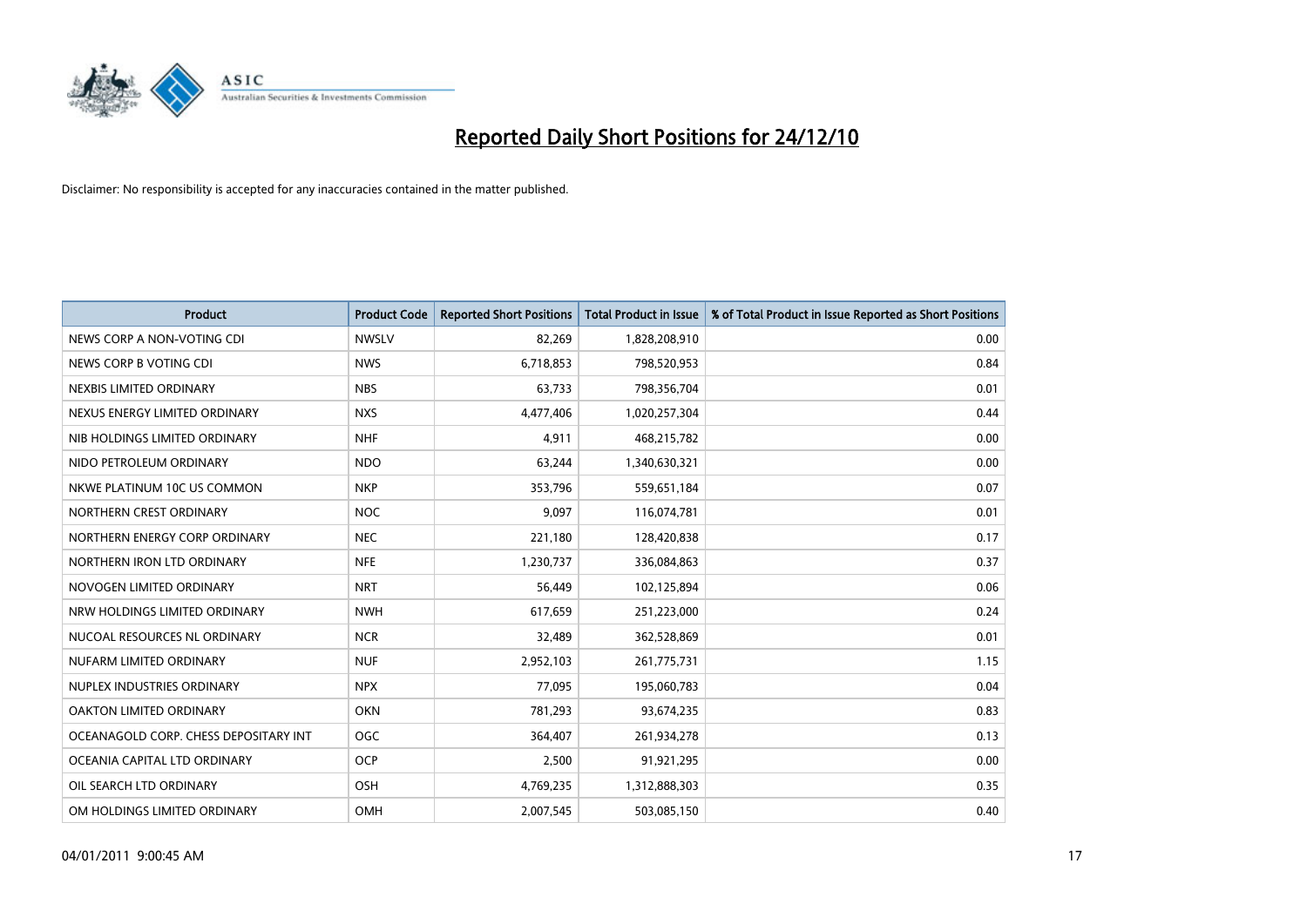# Reported Daily Short Positions for 24/12/10

Disclaimer: No responsibility is accepted for any inaccuracies contained in the matter published.

| Product | Product Code | Reported Short Positions | Total Product in Issue | % of Total Product in Issue Reported as Short Positions |
|---|---|---|---|---|
| NEWS CORP A NON-VOTING CDI | NWSLV | 82,269 | 1,828,208,910 | 0.00 |
| NEWS CORP B VOTING CDI | NWS | 6,718,853 | 798,520,953 | 0.84 |
| NEXBIS LIMITED ORDINARY | NBS | 63,733 | 798,356,704 | 0.01 |
| NEXUS ENERGY LIMITED ORDINARY | NXS | 4,477,406 | 1,020,257,304 | 0.44 |
| NIB HOLDINGS LIMITED ORDINARY | NHF | 4,911 | 468,215,782 | 0.00 |
| NIDO PETROLEUM ORDINARY | NDO | 63,244 | 1,340,630,321 | 0.00 |
| NKWE PLATINUM 10C US COMMON | NKP | 353,796 | 559,651,184 | 0.07 |
| NORTHERN CREST ORDINARY | NOC | 9,097 | 116,074,781 | 0.01 |
| NORTHERN ENERGY CORP ORDINARY | NEC | 221,180 | 128,420,838 | 0.17 |
| NORTHERN IRON LTD ORDINARY | NFE | 1,230,737 | 336,084,863 | 0.37 |
| NOVOGEN LIMITED ORDINARY | NRT | 56,449 | 102,125,894 | 0.06 |
| NRW HOLDINGS LIMITED ORDINARY | NWH | 617,659 | 251,223,000 | 0.24 |
| NUCOAL RESOURCES NL ORDINARY | NCR | 32,489 | 362,528,869 | 0.01 |
| NUFARM LIMITED ORDINARY | NUF | 2,952,103 | 261,775,731 | 1.15 |
| NUPLEX INDUSTRIES ORDINARY | NPX | 77,095 | 195,060,783 | 0.04 |
| OAKTON LIMITED ORDINARY | OKN | 781,293 | 93,674,235 | 0.83 |
| OCEANAGOLD CORP. CHESS DEPOSITARY INT | OGC | 364,407 | 261,934,278 | 0.13 |
| OCEANIA CAPITAL LTD ORDINARY | OCP | 2,500 | 91,921,295 | 0.00 |
| OIL SEARCH LTD ORDINARY | OSH | 4,769,235 | 1,312,888,303 | 0.35 |
| OM HOLDINGS LIMITED ORDINARY | OMH | 2,007,545 | 503,085,150 | 0.40 |

04/01/2011 9:00:45 AM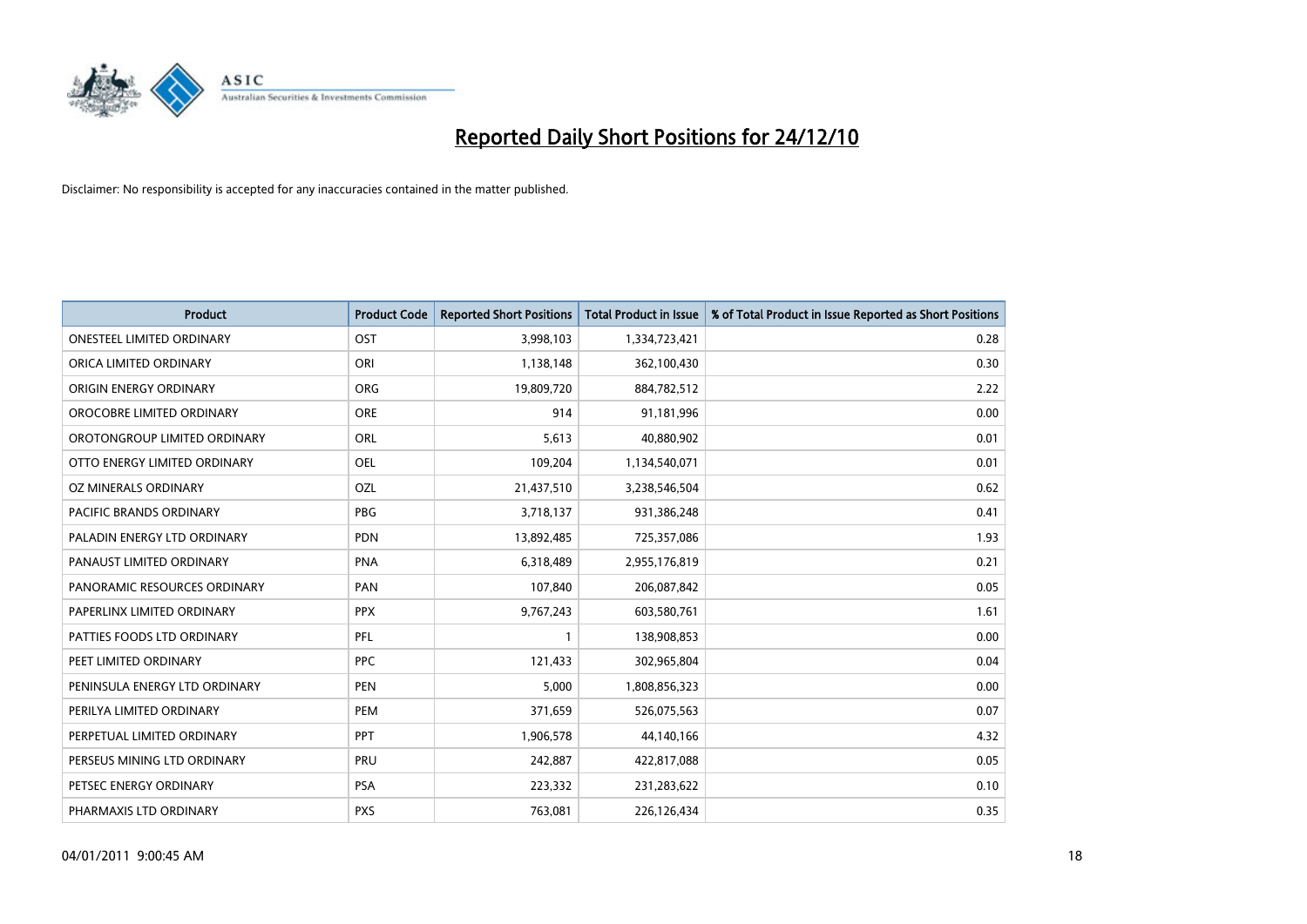# Reported Daily Short Positions for 24/12/10

Disclaimer: No responsibility is accepted for any inaccuracies contained in the matter published.

| Product | Product Code | Reported Short Positions | Total Product in Issue | % of Total Product in Issue Reported as Short Positions |
|---|---|---|---|---|
| ONESTEEL LIMITED ORDINARY | OST | 3,998,103 | 1,334,723,421 | 0.28 |
| ORICA LIMITED ORDINARY | ORI | 1,138,148 | 362,100,430 | 0.30 |
| ORIGIN ENERGY ORDINARY | ORG | 19,809,720 | 884,782,512 | 2.22 |
| OROCOBRE LIMITED ORDINARY | ORE | 914 | 91,181,996 | 0.00 |
| OROTONGROUP LIMITED ORDINARY | ORL | 5,613 | 40,880,902 | 0.01 |
| OTTO ENERGY LIMITED ORDINARY | OEL | 109,204 | 1,134,540,071 | 0.01 |
| OZ MINERALS ORDINARY | OZL | 21,437,510 | 3,238,546,504 | 0.62 |
| PACIFIC BRANDS ORDINARY | PBG | 3,718,137 | 931,386,248 | 0.41 |
| PALADIN ENERGY LTD ORDINARY | PDN | 13,892,485 | 725,357,086 | 1.93 |
| PANAUST LIMITED ORDINARY | PNA | 6,318,489 | 2,955,176,819 | 0.21 |
| PANORAMIC RESOURCES ORDINARY | PAN | 107,840 | 206,087,842 | 0.05 |
| PAPERLINX LIMITED ORDINARY | PPX | 9,767,243 | 603,580,761 | 1.61 |
| PATTIES FOODS LTD ORDINARY | PFL | 1 | 138,908,853 | 0.00 |
| PEET LIMITED ORDINARY | PPC | 121,433 | 302,965,804 | 0.04 |
| PENINSULA ENERGY LTD ORDINARY | PEN | 5,000 | 1,808,856,323 | 0.00 |
| PERILYA LIMITED ORDINARY | PEM | 371,659 | 526,075,563 | 0.07 |
| PERPETUAL LIMITED ORDINARY | PPT | 1,906,578 | 44,140,166 | 4.32 |
| PERSEUS MINING LTD ORDINARY | PRU | 242,887 | 422,817,088 | 0.05 |
| PETSEC ENERGY ORDINARY | PSA | 223,332 | 231,283,622 | 0.10 |
| PHARMAXIS LTD ORDINARY | PXS | 763,081 | 226,126,434 | 0.35 |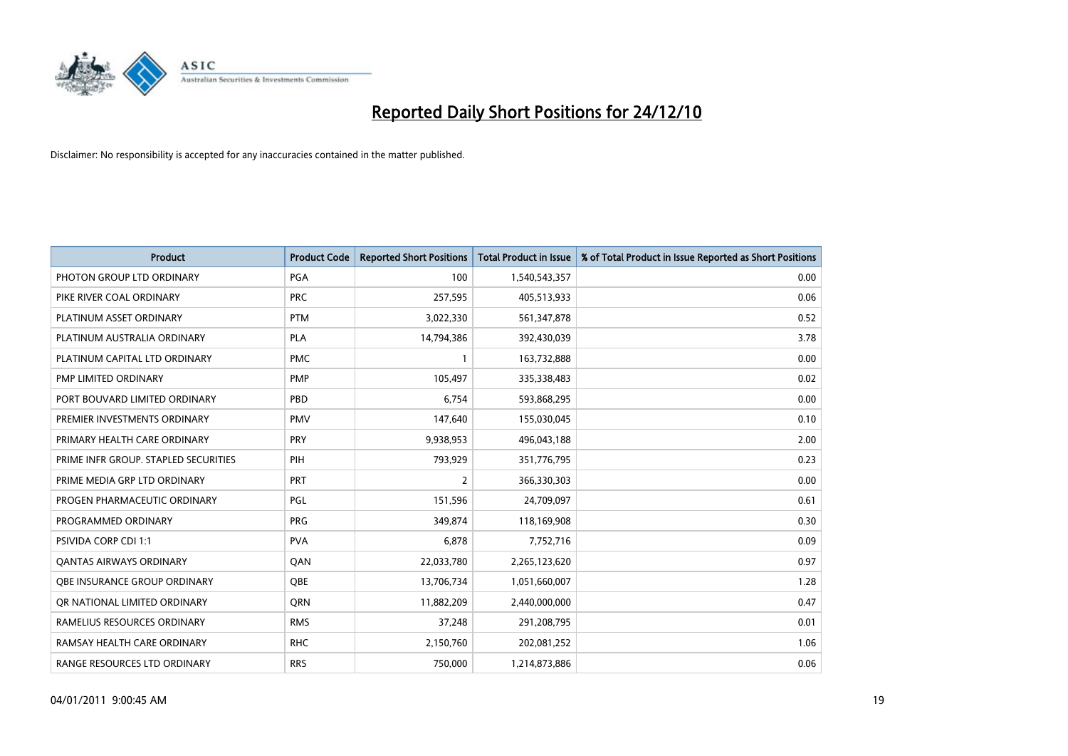# Reported Daily Short Positions for 24/12/10

Disclaimer: No responsibility is accepted for any inaccuracies contained in the matter published.

| Product | Product Code | Reported Short Positions | Total Product in Issue | % of Total Product in Issue Reported as Short Positions |
|---|---|---|---|---|
| PHOTON GROUP LTD ORDINARY | PGA | 100 | 1,540,543,357 | 0.00 |
| PIKE RIVER COAL ORDINARY | PRC | 257,595 | 405,513,933 | 0.06 |
| PLATINUM ASSET ORDINARY | PTM | 3,022,330 | 561,347,878 | 0.52 |
| PLATINUM AUSTRALIA ORDINARY | PLA | 14,794,386 | 392,430,039 | 3.78 |
| PLATINUM CAPITAL LTD ORDINARY | PMC | 1 | 163,732,888 | 0.00 |
| PMP LIMITED ORDINARY | PMP | 105,497 | 335,338,483 | 0.02 |
| PORT BOUVARD LIMITED ORDINARY | PBD | 6,754 | 593,868,295 | 0.00 |
| PREMIER INVESTMENTS ORDINARY | PMV | 147,640 | 155,030,045 | 0.10 |
| PRIMARY HEALTH CARE ORDINARY | PRY | 9,938,953 | 496,043,188 | 2.00 |
| PRIME INFR GROUP. STAPLED SECURITIES | PIH | 793,929 | 351,776,795 | 0.23 |
| PRIME MEDIA GRP LTD ORDINARY | PRT | 2 | 366,330,303 | 0.00 |
| PROGEN PHARMACEUTIC ORDINARY | PGL | 151,596 | 24,709,097 | 0.61 |
| PROGRAMMED ORDINARY | PRG | 349,874 | 118,169,908 | 0.30 |
| PSIVIDA CORP CDI 1:1 | PVA | 6,878 | 7,752,716 | 0.09 |
| QANTAS AIRWAYS ORDINARY | QAN | 22,033,780 | 2,265,123,620 | 0.97 |
| QBE INSURANCE GROUP ORDINARY | QBE | 13,706,734 | 1,051,660,007 | 1.28 |
| QR NATIONAL LIMITED ORDINARY | QRN | 11,882,209 | 2,440,000,000 | 0.47 |
| RAMELIUS RESOURCES ORDINARY | RMS | 37,248 | 291,208,795 | 0.01 |
| RAMSAY HEALTH CARE ORDINARY | RHC | 2,150,760 | 202,081,252 | 1.06 |
| RANGE RESOURCES LTD ORDINARY | RRS | 750,000 | 1,214,873,886 | 0.06 |

04/01/2011 9:00:45 AM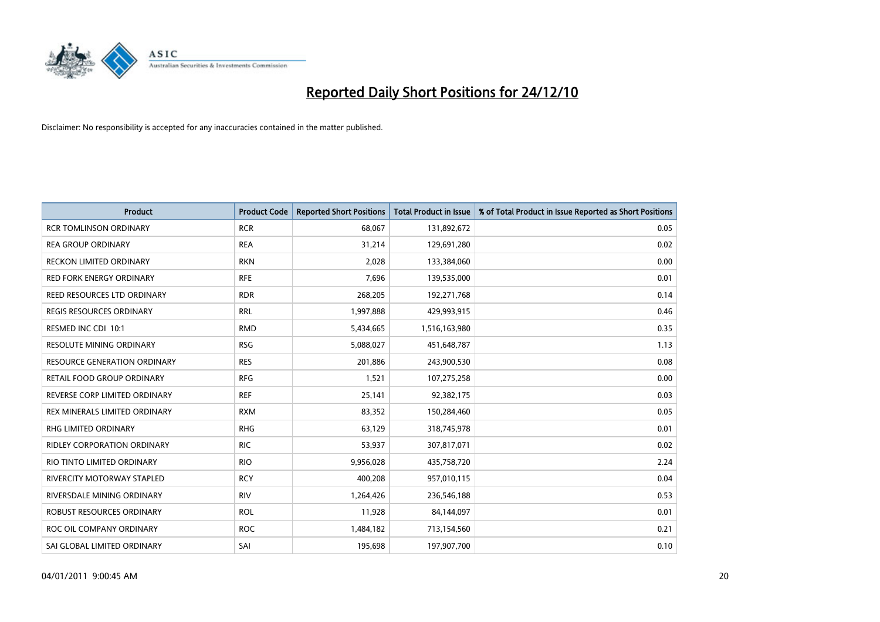# Reported Daily Short Positions for 24/12/10

Disclaimer: No responsibility is accepted for any inaccuracies contained in the matter published.

| Product | Product Code | Reported Short Positions | Total Product in Issue | % of Total Product in Issue Reported as Short Positions |
|---|---|---|---|---|
| RCR TOMLINSON ORDINARY | RCR | 68,067 | 131,892,672 | 0.05 |
| REA GROUP ORDINARY | REA | 31,214 | 129,691,280 | 0.02 |
| RECKON LIMITED ORDINARY | RKN | 2,028 | 133,384,060 | 0.00 |
| RED FORK ENERGY ORDINARY | RFE | 7,696 | 139,535,000 | 0.01 |
| REED RESOURCES LTD ORDINARY | RDR | 268,205 | 192,271,768 | 0.14 |
| REGIS RESOURCES ORDINARY | RRL | 1,997,888 | 429,993,915 | 0.46 |
| RESMED INC CDI 10:1 | RMD | 5,434,665 | 1,516,163,980 | 0.35 |
| RESOLUTE MINING ORDINARY | RSG | 5,088,027 | 451,648,787 | 1.13 |
| RESOURCE GENERATION ORDINARY | RES | 201,886 | 243,900,530 | 0.08 |
| RETAIL FOOD GROUP ORDINARY | RFG | 1,521 | 107,275,258 | 0.00 |
| REVERSE CORP LIMITED ORDINARY | REF | 25,141 | 92,382,175 | 0.03 |
| REX MINERALS LIMITED ORDINARY | RXM | 83,352 | 150,284,460 | 0.05 |
| RHG LIMITED ORDINARY | RHG | 63,129 | 318,745,978 | 0.01 |
| RIDLEY CORPORATION ORDINARY | RIC | 53,937 | 307,817,071 | 0.02 |
| RIO TINTO LIMITED ORDINARY | RIO | 9,956,028 | 435,758,720 | 2.24 |
| RIVERCITY MOTORWAY STAPLED | RCY | 400,208 | 957,010,115 | 0.04 |
| RIVERSDALE MINING ORDINARY | RIV | 1,264,426 | 236,546,188 | 0.53 |
| ROBUST RESOURCES ORDINARY | ROL | 11,928 | 84,144,097 | 0.01 |
| ROC OIL COMPANY ORDINARY | ROC | 1,484,182 | 713,154,560 | 0.21 |
| SAI GLOBAL LIMITED ORDINARY | SAI | 195,698 | 197,907,700 | 0.10 |

04/01/2011 9:00:45 AM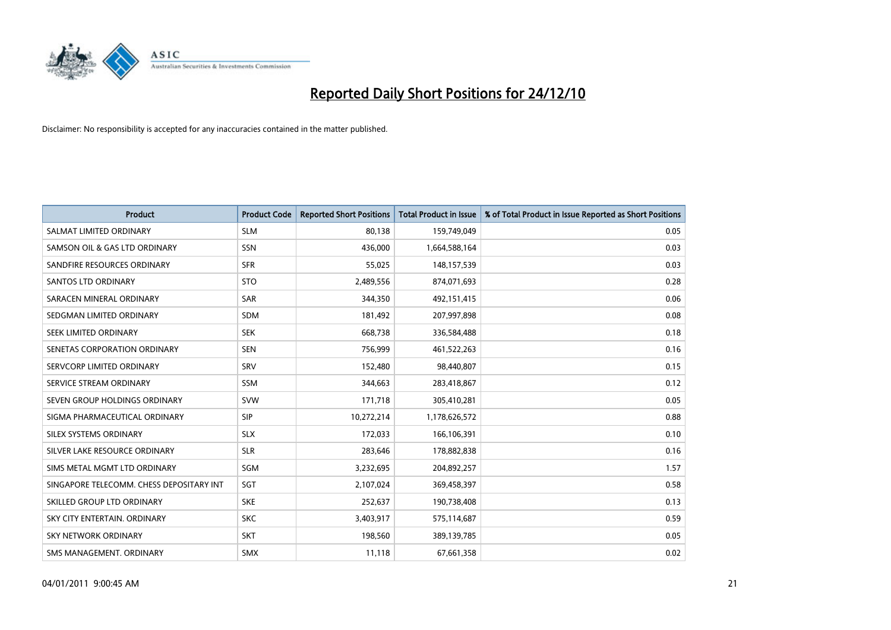# Reported Daily Short Positions for 24/12/10

Disclaimer: No responsibility is accepted for any inaccuracies contained in the matter published.

| Product | Product Code | Reported Short Positions | Total Product in Issue | % of Total Product in Issue Reported as Short Positions |
|---|---|---|---|---|
| SALMAT LIMITED ORDINARY | SLM | 80,138 | 159,749,049 | 0.05 |
| SAMSON OIL & GAS LTD ORDINARY | SSN | 436,000 | 1,664,588,164 | 0.03 |
| SANDFIRE RESOURCES ORDINARY | SFR | 55,025 | 148,157,539 | 0.03 |
| SANTOS LTD ORDINARY | STO | 2,489,556 | 874,071,693 | 0.28 |
| SARACEN MINERAL ORDINARY | SAR | 344,350 | 492,151,415 | 0.06 |
| SEDGMAN LIMITED ORDINARY | SDM | 181,492 | 207,997,898 | 0.08 |
| SEEK LIMITED ORDINARY | SEK | 668,738 | 336,584,488 | 0.18 |
| SENETAS CORPORATION ORDINARY | SEN | 756,999 | 461,522,263 | 0.16 |
| SERVCORP LIMITED ORDINARY | SRV | 152,480 | 98,440,807 | 0.15 |
| SERVICE STREAM ORDINARY | SSM | 344,663 | 283,418,867 | 0.12 |
| SEVEN GROUP HOLDINGS ORDINARY | SVW | 171,718 | 305,410,281 | 0.05 |
| SIGMA PHARMACEUTICAL ORDINARY | SIP | 10,272,214 | 1,178,626,572 | 0.88 |
| SILEX SYSTEMS ORDINARY | SLX | 172,033 | 166,106,391 | 0.10 |
| SILVER LAKE RESOURCE ORDINARY | SLR | 283,646 | 178,882,838 | 0.16 |
| SIMS METAL MGMT LTD ORDINARY | SGM | 3,232,695 | 204,892,257 | 1.57 |
| SINGAPORE TELECOMM. CHESS DEPOSITARY INT | SGT | 2,107,024 | 369,458,397 | 0.58 |
| SKILLED GROUP LTD ORDINARY | SKE | 252,637 | 190,738,408 | 0.13 |
| SKY CITY ENTERTAIN. ORDINARY | SKC | 3,403,917 | 575,114,687 | 0.59 |
| SKY NETWORK ORDINARY | SKT | 198,560 | 389,139,785 | 0.05 |
| SMS MANAGEMENT. ORDINARY | SMX | 11,118 | 67,661,358 | 0.02 |

04/01/2011 9:00:45 AM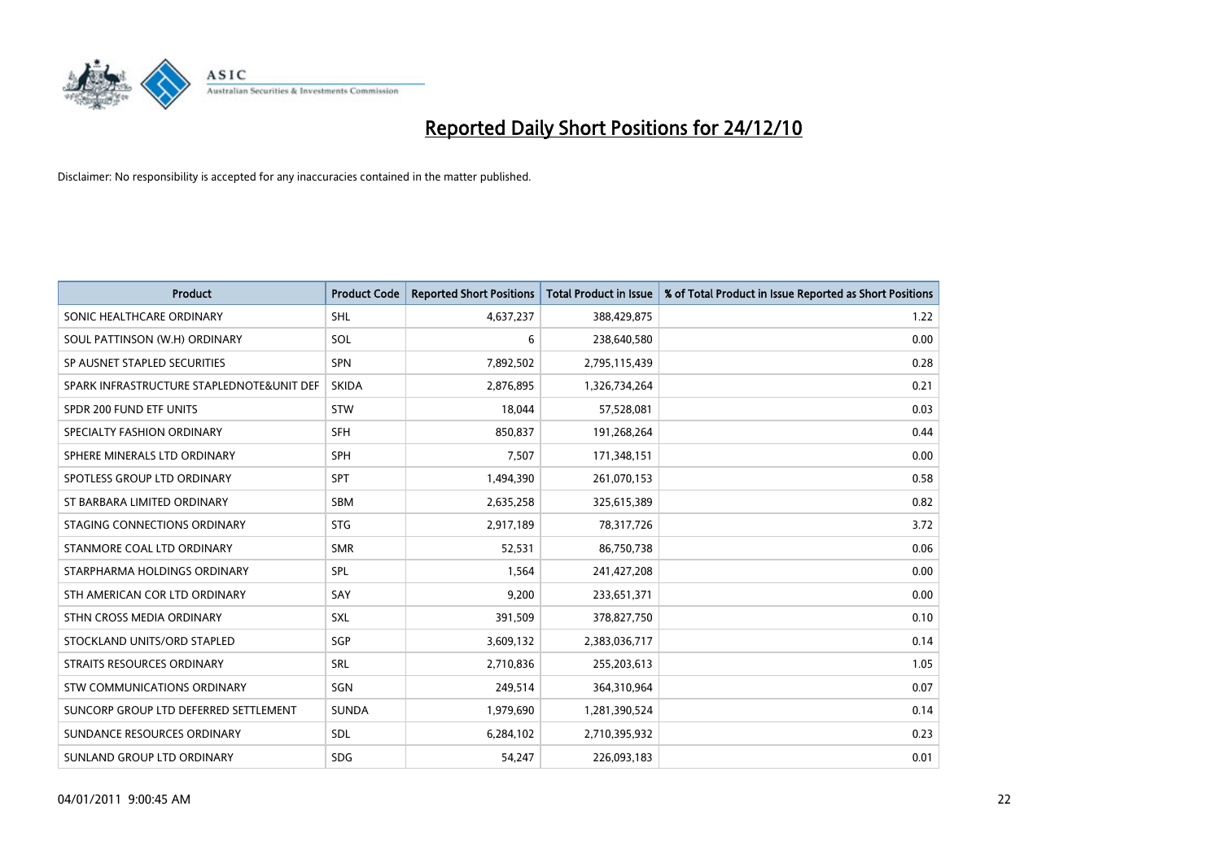# Reported Daily Short Positions for 24/12/10

Disclaimer: No responsibility is accepted for any inaccuracies contained in the matter published.

| Product | Product Code | Reported Short Positions | Total Product in Issue | % of Total Product in Issue Reported as Short Positions |
|---|---|---|---|---|
| SONIC HEALTHCARE ORDINARY | SHL | 4,637,237 | 388,429,875 | 1.22 |
| SOUL PATTINSON (W.H) ORDINARY | SOL | 6 | 238,640,580 | 0.00 |
| SP AUSNET STAPLED SECURITIES | SPN | 7,892,502 | 2,795,115,439 | 0.28 |
| SPARK INFRASTRUCTURE STAPLEDNOTE&UNIT DEF | SKIDA | 2,876,895 | 1,326,734,264 | 0.21 |
| SPDR 200 FUND ETF UNITS | STW | 18,044 | 57,528,081 | 0.03 |
| SPECIALTY FASHION ORDINARY | SFH | 850,837 | 191,268,264 | 0.44 |
| SPHERE MINERALS LTD ORDINARY | SPH | 7,507 | 171,348,151 | 0.00 |
| SPOTLESS GROUP LTD ORDINARY | SPT | 1,494,390 | 261,070,153 | 0.58 |
| ST BARBARA LIMITED ORDINARY | SBM | 2,635,258 | 325,615,389 | 0.82 |
| STAGING CONNECTIONS ORDINARY | STG | 2,917,189 | 78,317,726 | 3.72 |
| STANMORE COAL LTD ORDINARY | SMR | 52,531 | 86,750,738 | 0.06 |
| STARPHARMA HOLDINGS ORDINARY | SPL | 1,564 | 241,427,208 | 0.00 |
| STH AMERICAN COR LTD ORDINARY | SAY | 9,200 | 233,651,371 | 0.00 |
| STHN CROSS MEDIA ORDINARY | SXL | 391,509 | 378,827,750 | 0.10 |
| STOCKLAND UNITS/ORD STAPLED | SGP | 3,609,132 | 2,383,036,717 | 0.14 |
| STRAITS RESOURCES ORDINARY | SRL | 2,710,836 | 255,203,613 | 1.05 |
| STW COMMUNICATIONS ORDINARY | SGN | 249,514 | 364,310,964 | 0.07 |
| SUNCORP GROUP LTD DEFERRED SETTLEMENT | SUNDA | 1,979,690 | 1,281,390,524 | 0.14 |
| SUNDANCE RESOURCES ORDINARY | SDL | 6,284,102 | 2,710,395,932 | 0.23 |
| SUNLAND GROUP LTD ORDINARY | SDG | 54,247 | 226,093,183 | 0.01 |

04/01/2011 9:00:45 AM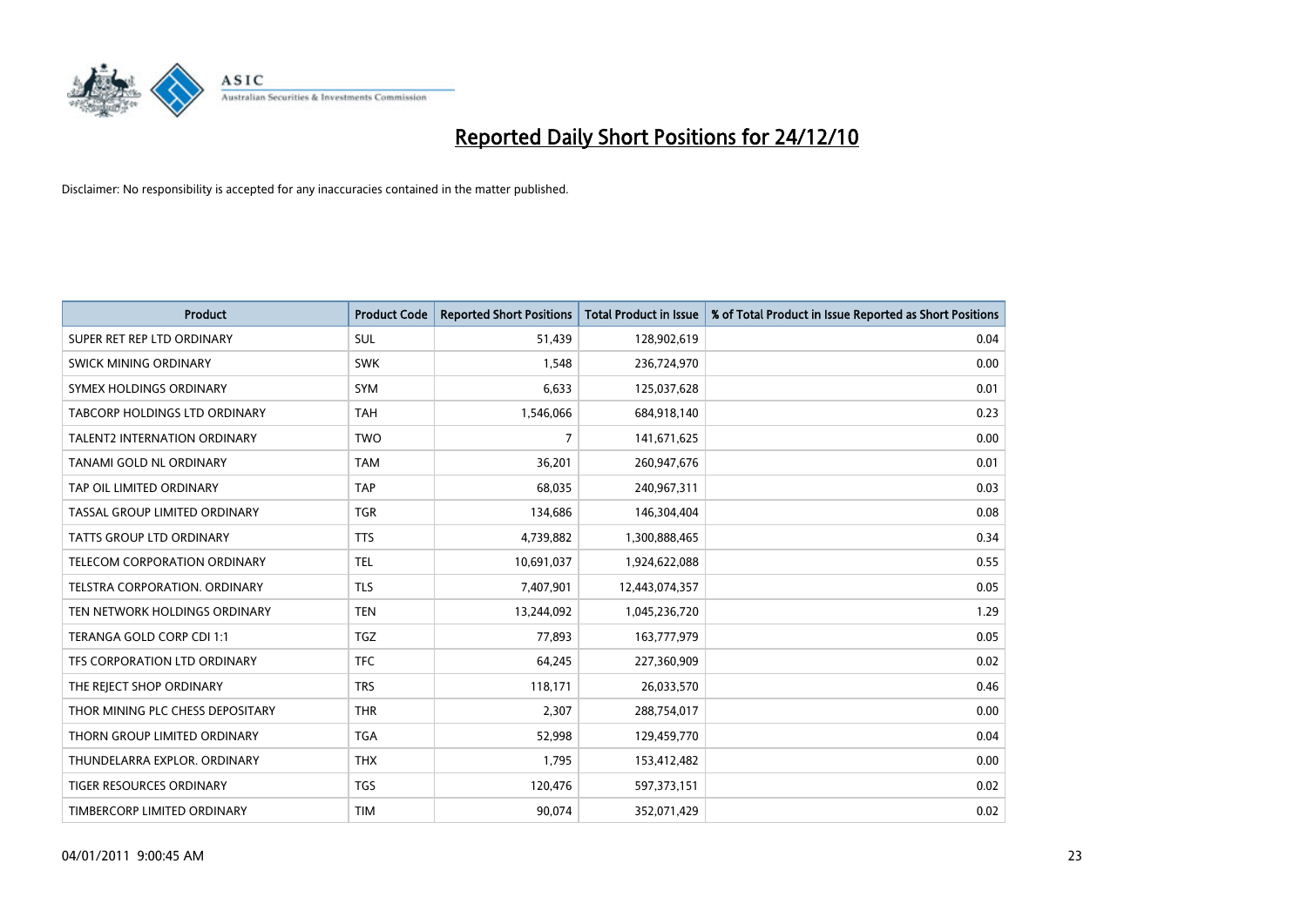# Reported Daily Short Positions for 24/12/10

Disclaimer: No responsibility is accepted for any inaccuracies contained in the matter published.

| Product | Product Code | Reported Short Positions | Total Product in Issue | % of Total Product in Issue Reported as Short Positions |
|---|---|---|---|---|
| SUPER RET REP LTD ORDINARY | SUL | 51,439 | 128,902,619 | 0.04 |
| SWICK MINING ORDINARY | SWK | 1,548 | 236,724,970 | 0.00 |
| SYMEX HOLDINGS ORDINARY | SYM | 6,633 | 125,037,628 | 0.01 |
| TABCORP HOLDINGS LTD ORDINARY | TAH | 1,546,066 | 684,918,140 | 0.23 |
| TALENT2 INTERNATION ORDINARY | TWO | 7 | 141,671,625 | 0.00 |
| TANAMI GOLD NL ORDINARY | TAM | 36,201 | 260,947,676 | 0.01 |
| TAP OIL LIMITED ORDINARY | TAP | 68,035 | 240,967,311 | 0.03 |
| TASSAL GROUP LIMITED ORDINARY | TGR | 134,686 | 146,304,404 | 0.08 |
| TATTS GROUP LTD ORDINARY | TTS | 4,739,882 | 1,300,888,465 | 0.34 |
| TELECOM CORPORATION ORDINARY | TEL | 10,691,037 | 1,924,622,088 | 0.55 |
| TELSTRA CORPORATION. ORDINARY | TLS | 7,407,901 | 12,443,074,357 | 0.05 |
| TEN NETWORK HOLDINGS ORDINARY | TEN | 13,244,092 | 1,045,236,720 | 1.29 |
| TERANGA GOLD CORP CDI 1:1 | TGZ | 77,893 | 163,777,979 | 0.05 |
| TFS CORPORATION LTD ORDINARY | TFC | 64,245 | 227,360,909 | 0.02 |
| THE REJECT SHOP ORDINARY | TRS | 118,171 | 26,033,570 | 0.46 |
| THOR MINING PLC CHESS DEPOSITARY | THR | 2,307 | 288,754,017 | 0.00 |
| THORN GROUP LIMITED ORDINARY | TGA | 52,998 | 129,459,770 | 0.04 |
| THUNDELARRA EXPLOR. ORDINARY | THX | 1,795 | 153,412,482 | 0.00 |
| TIGER RESOURCES ORDINARY | TGS | 120,476 | 597,373,151 | 0.02 |
| TIMBERCORP LIMITED ORDINARY | TIM | 90,074 | 352,071,429 | 0.02 |

04/01/2011 9:00:45 AM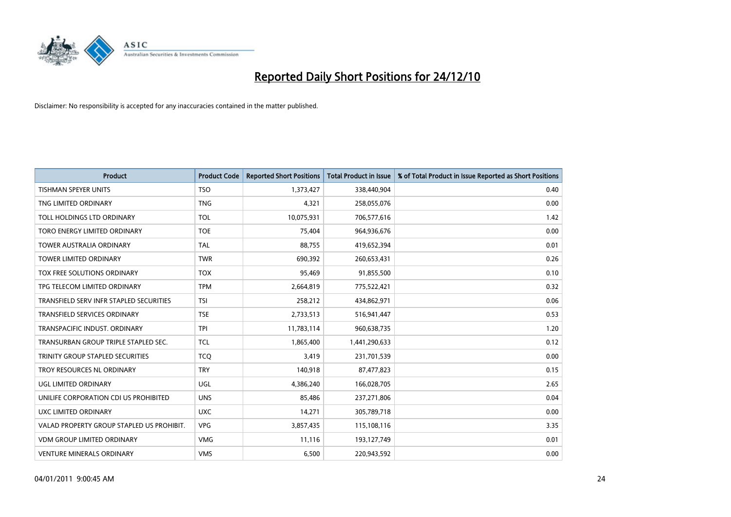# Reported Daily Short Positions for 24/12/10

Disclaimer: No responsibility is accepted for any inaccuracies contained in the matter published.

| Product | Product Code | Reported Short Positions | Total Product in Issue | % of Total Product in Issue Reported as Short Positions |
|---|---|---|---|---|
| TISHMAN SPEYER UNITS | TSO | 1,373,427 | 338,440,904 | 0.40 |
| TNG LIMITED ORDINARY | TNG | 4,321 | 258,055,076 | 0.00 |
| TOLL HOLDINGS LTD ORDINARY | TOL | 10,075,931 | 706,577,616 | 1.42 |
| TORO ENERGY LIMITED ORDINARY | TOE | 75,404 | 964,936,676 | 0.00 |
| TOWER AUSTRALIA ORDINARY | TAL | 88,755 | 419,652,394 | 0.01 |
| TOWER LIMITED ORDINARY | TWR | 690,392 | 260,653,431 | 0.26 |
| TOX FREE SOLUTIONS ORDINARY | TOX | 95,469 | 91,855,500 | 0.10 |
| TPG TELECOM LIMITED ORDINARY | TPM | 2,664,819 | 775,522,421 | 0.32 |
| TRANSFIELD SERV INFR STAPLED SECURITIES | TSI | 258,212 | 434,862,971 | 0.06 |
| TRANSFIELD SERVICES ORDINARY | TSE | 2,733,513 | 516,941,447 | 0.53 |
| TRANSPACIFIC INDUST. ORDINARY | TPI | 11,783,114 | 960,638,735 | 1.20 |
| TRANSURBAN GROUP TRIPLE STAPLED SEC. | TCL | 1,865,400 | 1,441,290,633 | 0.12 |
| TRINITY GROUP STAPLED SECURITIES | TCQ | 3,419 | 231,701,539 | 0.00 |
| TROY RESOURCES NL ORDINARY | TRY | 140,918 | 87,477,823 | 0.15 |
| UGL LIMITED ORDINARY | UGL | 4,386,240 | 166,028,705 | 2.65 |
| UNILIFE CORPORATION CDI US PROHIBITED | UNS | 85,486 | 237,271,806 | 0.04 |
| UXC LIMITED ORDINARY | UXC | 14,271 | 305,789,718 | 0.00 |
| VALAD PROPERTY GROUP STAPLED US PROHIBIT. | VPG | 3,857,435 | 115,108,116 | 3.35 |
| VDM GROUP LIMITED ORDINARY | VMG | 11,116 | 193,127,749 | 0.01 |
| VENTURE MINERALS ORDINARY | VMS | 6,500 | 220,943,592 | 0.00 |

04/01/2011 9:00:45 AM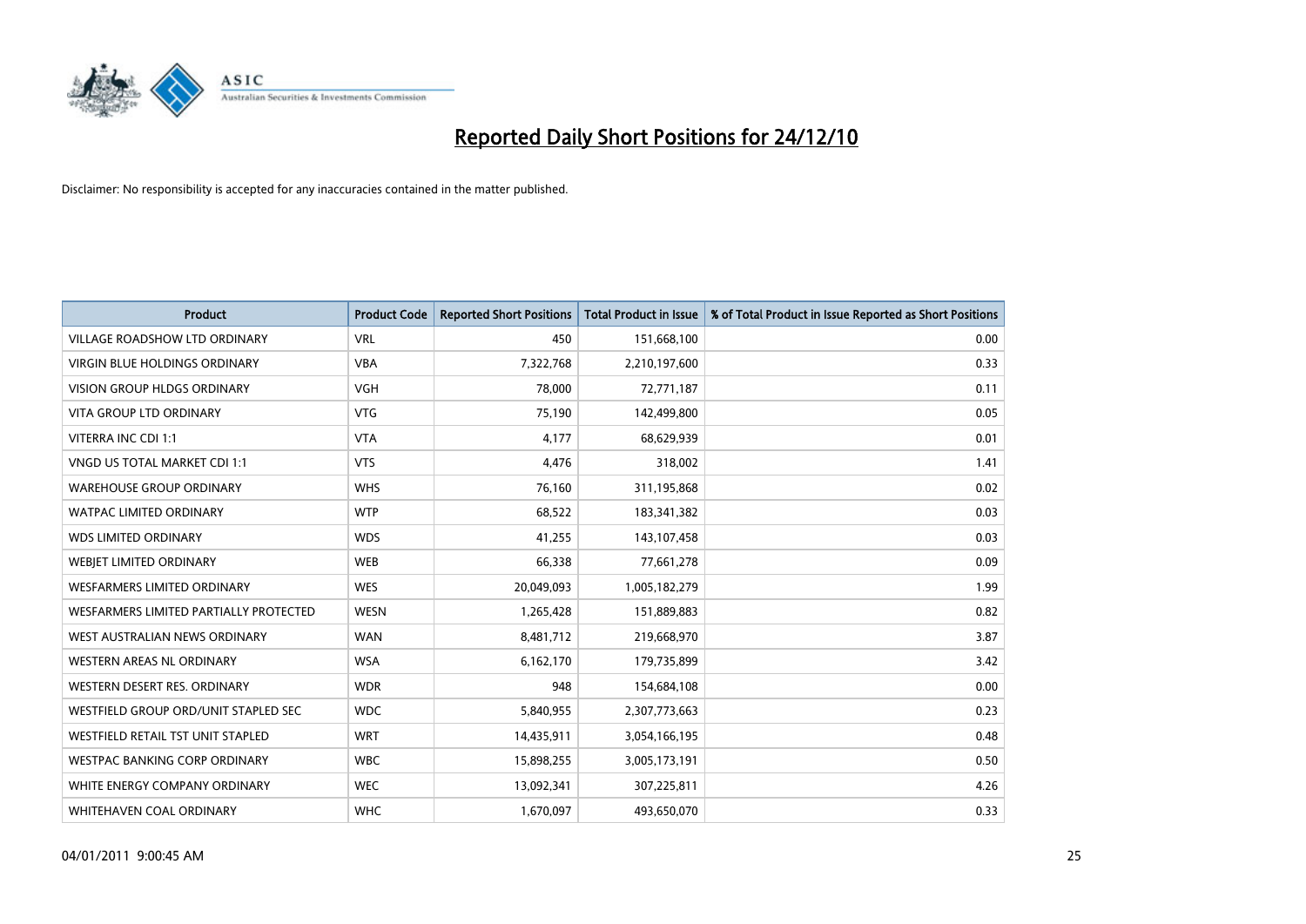# Reported Daily Short Positions for 24/12/10

Disclaimer: No responsibility is accepted for any inaccuracies contained in the matter published.

| Product | Product Code | Reported Short Positions | Total Product in Issue | % of Total Product in Issue Reported as Short Positions |
|---|---|---|---|---|
| VILLAGE ROADSHOW LTD ORDINARY | VRL | 450 | 151,668,100 | 0.00 |
| VIRGIN BLUE HOLDINGS ORDINARY | VBA | 7,322,768 | 2,210,197,600 | 0.33 |
| VISION GROUP HLDGS ORDINARY | VGH | 78,000 | 72,771,187 | 0.11 |
| VITA GROUP LTD ORDINARY | VTG | 75,190 | 142,499,800 | 0.05 |
| VITERRA INC CDI 1:1 | VTA | 4,177 | 68,629,939 | 0.01 |
| VNGD US TOTAL MARKET CDI 1:1 | VTS | 4,476 | 318,002 | 1.41 |
| WAREHOUSE GROUP ORDINARY | WHS | 76,160 | 311,195,868 | 0.02 |
| WATPAC LIMITED ORDINARY | WTP | 68,522 | 183,341,382 | 0.03 |
| WDS LIMITED ORDINARY | WDS | 41,255 | 143,107,458 | 0.03 |
| WEBJET LIMITED ORDINARY | WEB | 66,338 | 77,661,278 | 0.09 |
| WESFARMERS LIMITED ORDINARY | WES | 20,049,093 | 1,005,182,279 | 1.99 |
| WESFARMERS LIMITED PARTIALLY PROTECTED | WESN | 1,265,428 | 151,889,883 | 0.82 |
| WEST AUSTRALIAN NEWS ORDINARY | WAN | 8,481,712 | 219,668,970 | 3.87 |
| WESTERN AREAS NL ORDINARY | WSA | 6,162,170 | 179,735,899 | 3.42 |
| WESTERN DESERT RES. ORDINARY | WDR | 948 | 154,684,108 | 0.00 |
| WESTFIELD GROUP ORD/UNIT STAPLED SEC | WDC | 5,840,955 | 2,307,773,663 | 0.23 |
| WESTFIELD RETAIL TST UNIT STAPLED | WRT | 14,435,911 | 3,054,166,195 | 0.48 |
| WESTPAC BANKING CORP ORDINARY | WBC | 15,898,255 | 3,005,173,191 | 0.50 |
| WHITE ENERGY COMPANY ORDINARY | WEC | 13,092,341 | 307,225,811 | 4.26 |
| WHITEHAVEN COAL ORDINARY | WHC | 1,670,097 | 493,650,070 | 0.33 |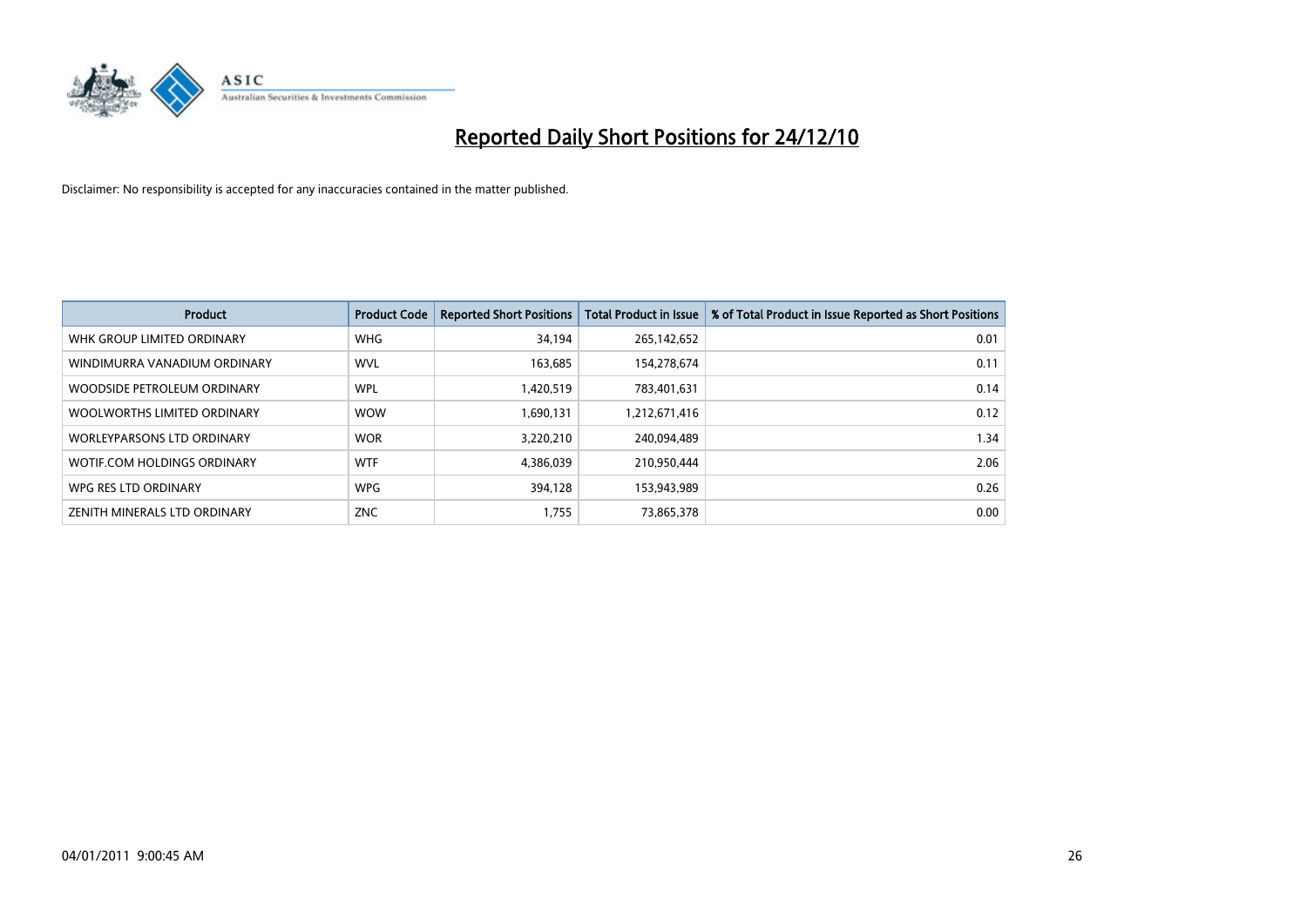# Reported Daily Short Positions for 24/12/10

Disclaimer: No responsibility is accepted for any inaccuracies contained in the matter published.

| Product | Product Code | Reported Short Positions | Total Product in Issue | % of Total Product in Issue Reported as Short Positions |
|---|---|---|---|---|
| WHK GROUP LIMITED ORDINARY | WHG | 34,194 | 265,142,652 | 0.01 |
| WINDIMURRA VANADIUM ORDINARY | WVL | 163,685 | 154,278,674 | 0.11 |
| WOODSIDE PETROLEUM ORDINARY | WPL | 1,420,519 | 783,401,631 | 0.14 |
| WOOLWORTHS LIMITED ORDINARY | WOW | 1,690,131 | 1,212,671,416 | 0.12 |
| WORLEYPARSONS LTD ORDINARY | WOR | 3,220,210 | 240,094,489 | 1.34 |
| WOTIF.COM HOLDINGS ORDINARY | WTF | 4,386,039 | 210,950,444 | 2.06 |
| WPG RES LTD ORDINARY | WPG | 394,128 | 153,943,989 | 0.26 |
| ZENITH MINERALS LTD ORDINARY | ZNC | 1,755 | 73,865,378 | 0.00 |

04/01/2011 9:00:45 AM